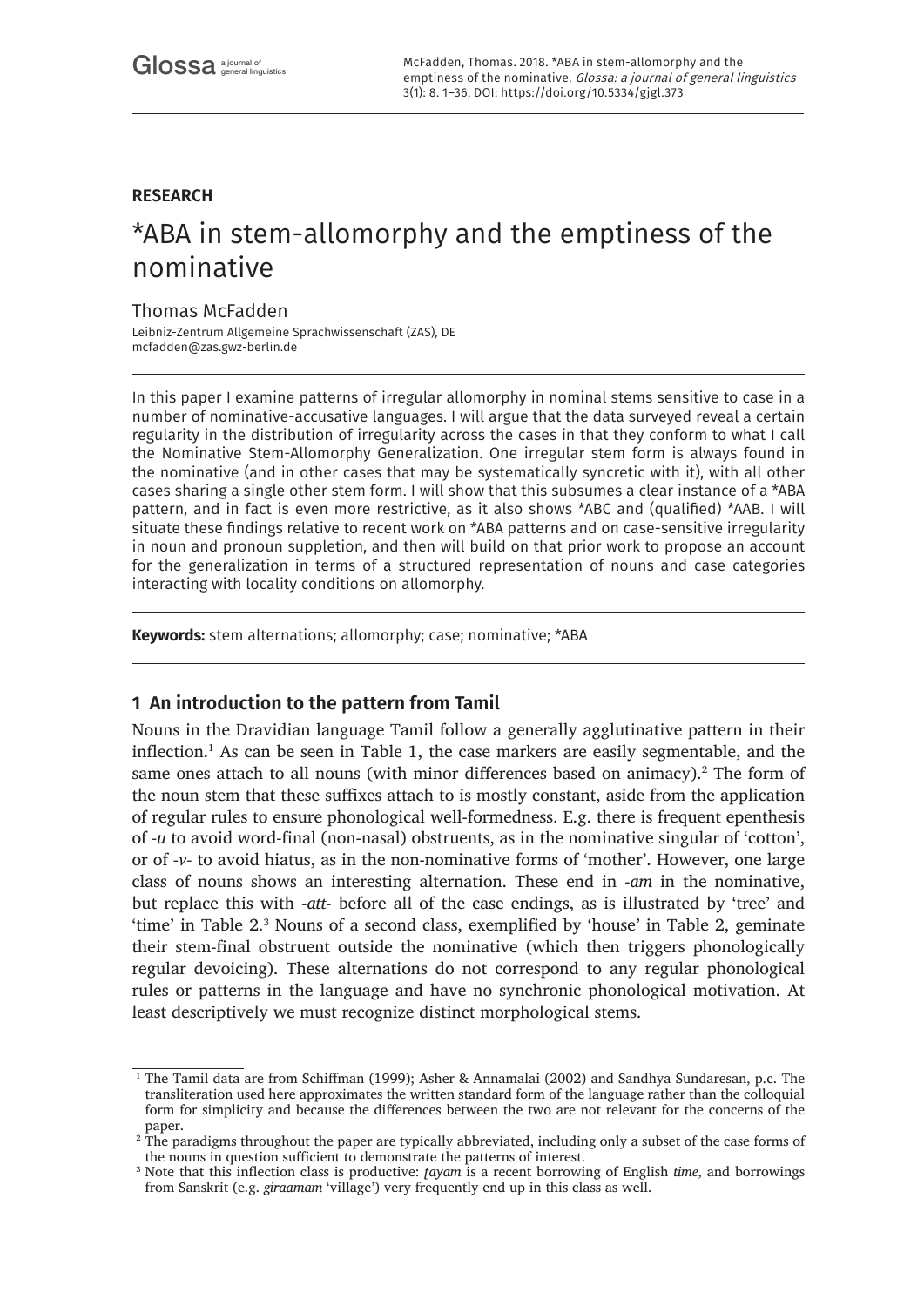Glossa a journal of general linguistics

McFadden, Thomas. 2018. *ABA in stem-allomorphy and the emptiness of the nominative. *Glossa: a journal of general linguistics* 3(1): 8. 1–36, DOI: https://doi.org/10.5334/gjgl.373

**RESEARCH**

# *ABA in stem-allomorphy and the emptiness of the nominative

Thomas McFadden

Leibniz-Zentrum Allgemeine Sprachwissenschaft (ZAS), DE
mcfadden@zas.gwz-berlin.de

In this paper I examine patterns of irregular allomorphy in nominal stems sensitive to case in a number of nominative-accusative languages. I will argue that the data surveyed reveal a certain regularity in the distribution of irregularity across the cases in that they conform to what I call the Nominative Stem-Allomorphy Generalization. One irregular stem form is always found in the nominative (and in other cases that may be systematically syncretic with it), with all other cases sharing a single other stem form. I will show that this subsumes a clear instance of a *ABA pattern, and in fact is even more restrictive, as it also shows *ABC and (qualified) *AAB. I will situate these findings relative to recent work on *ABA patterns and on case-sensitive irregularity in noun and pronoun suppletion, and then will build on that prior work to propose an account for the generalization in terms of a structured representation of nouns and case categories interacting with locality conditions on allomorphy.

**Keywords:** stem alternations; allomorphy; case; nominative; *ABA

## 1 An introduction to the pattern from Tamil

Nouns in the Dravidian language Tamil follow a generally agglutinative pattern in their inflection.[1] As can be seen in Table 1, the case markers are easily segmentable, and the same ones attach to all nouns (with minor differences based on animacy).[2] The form of the noun stem that these suffixes attach to is mostly constant, aside from the application of regular rules to ensure phonological well-formedness. E.g. there is frequent epenthesis of *-u* to avoid word-final (non-nasal) obstruents, as in the nominative singular of 'cotton', or of *-v-* to avoid hiatus, as in the non-nominative forms of 'mother'. However, one large class of nouns shows an interesting alternation. These end in *-am* in the nominative, but replace this with *-att-* before all of the case endings, as is illustrated by 'tree' and 'time' in Table 2.[3] Nouns of a second class, exemplified by 'house' in Table 2, geminate their stem-final obstruent outside the nominative (which then triggers phonologically regular devoicing). These alternations do not correspond to any regular phonological rules or patterns in the language and have no synchronic phonological motivation. At least descriptively we must recognize distinct morphological stems.

[1] The Tamil data are from Schiffman (1999); Asher & Annamalai (2002) and Sandhya Sundaresan, p.c. The transliteration used here approximates the written standard form of the language rather than the colloquial form for simplicity and because the differences between the two are not relevant for the concerns of the paper.

[2] The paradigms throughout the paper are typically abbreviated, including only a subset of the case forms of the nouns in question sufficient to demonstrate the patterns of interest.

[3] Note that this inflection class is productive: *ṭayam* is a recent borrowing of English *time*, and borrowings from Sanskrit (e.g. *giraamam* 'village') very frequently end up in this class as well.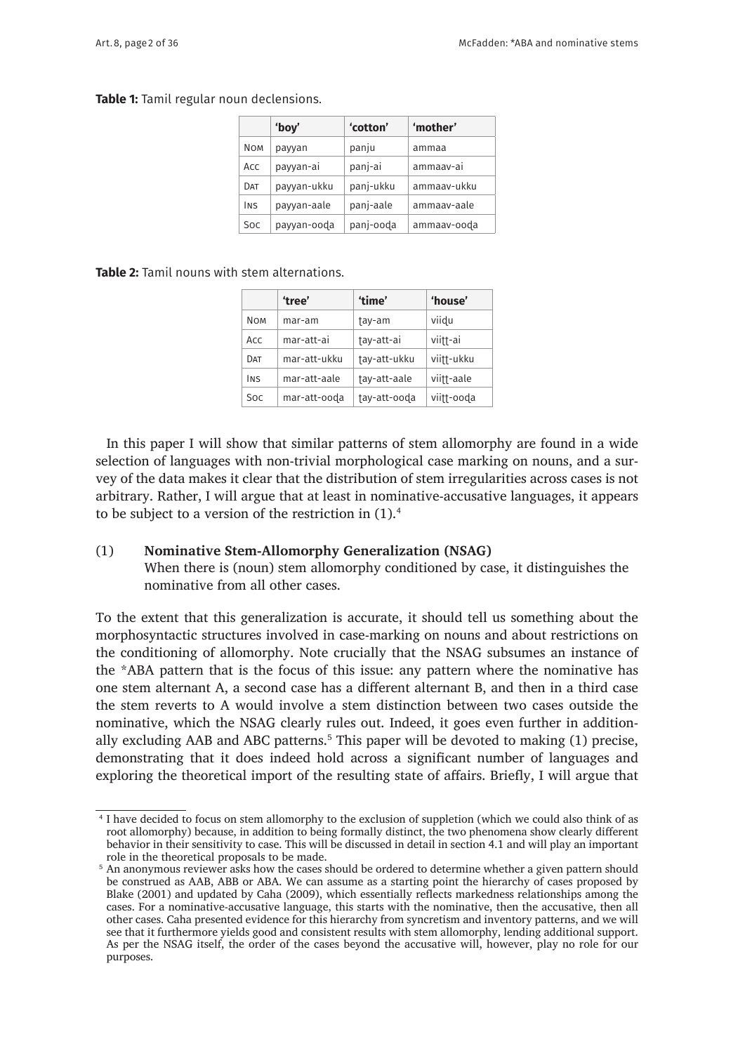**Table 1:** Tamil regular noun declensions.

| | 'boy' | 'cotton' | 'mother' |
|---|---|---|---|
| Nom | payyan | panju | ammaa |
| Acc | payyan-ai | panj-ai | ammaav-ai |
| Dat | payyan-ukku | panj-ukku | ammaav-ukku |
| Ins | payyan-aale | panj-aale | ammaav-aale |
| Soc | payyan-ooḍa | panj-ooḍa | ammaav-ooḍa |

**Table 2:** Tamil nouns with stem alternations.

| | 'tree' | 'time' | 'house' |
|---|---|---|---|
| Nom | mar-am | ṭay-am | viiḍu |
| Acc | mar-att-ai | ṭay-att-ai | viiṭṭ-ai |
| Dat | mar-att-ukku | ṭay-att-ukku | viiṭṭ-ukku |
| Ins | mar-att-aale | ṭay-att-aale | viiṭṭ-aale |
| Soc | mar-att-ooḍa | ṭay-att-ooḍa | viiṭṭ-ooḍa |

In this paper I will show that similar patterns of stem allomorphy are found in a wide selection of languages with non-trivial morphological case marking on nouns, and a survey of the data makes it clear that the distribution of stem irregularities across cases is not arbitrary. Rather, I will argue that at least in nominative-accusative languages, it appears to be subject to a version of the restriction in (1).[4]

(1) **Nominative Stem-Allomorphy Generalization (NSAG)**
When there is (noun) stem allomorphy conditioned by case, it distinguishes the nominative from all other cases.

To the extent that this generalization is accurate, it should tell us something about the morphosyntactic structures involved in case-marking on nouns and about restrictions on the conditioning of allomorphy. Note crucially that the NSAG subsumes an instance of the *ABA pattern that is the focus of this issue: any pattern where the nominative has one stem alternant A, a second case has a different alternant B, and then in a third case the stem reverts to A would involve a stem distinction between two cases outside the nominative, which the NSAG clearly rules out. Indeed, it goes even further in additionally excluding AAB and ABC patterns.[5] This paper will be devoted to making (1) precise, demonstrating that it does indeed hold across a significant number of languages and exploring the theoretical import of the resulting state of affairs. Briefly, I will argue that

[4] I have decided to focus on stem allomorphy to the exclusion of suppletion (which we could also think of as root allomorphy) because, in addition to being formally distinct, the two phenomena show clearly different behavior in their sensitivity to case. This will be discussed in detail in section 4.1 and will play an important role in the theoretical proposals to be made.

[5] An anonymous reviewer asks how the cases should be ordered to determine whether a given pattern should be construed as AAB, ABB or ABA. We can assume as a starting point the hierarchy of cases proposed by Blake (2001) and updated by Caha (2009), which essentially reflects markedness relationships among the cases. For a nominative-accusative language, this starts with the nominative, then the accusative, then all other cases. Caha presented evidence for this hierarchy from syncretism and inventory patterns, and we will see that it furthermore yields good and consistent results with stem allomorphy, lending additional support. As per the NSAG itself, the order of the cases beyond the accusative will, however, play no role for our purposes.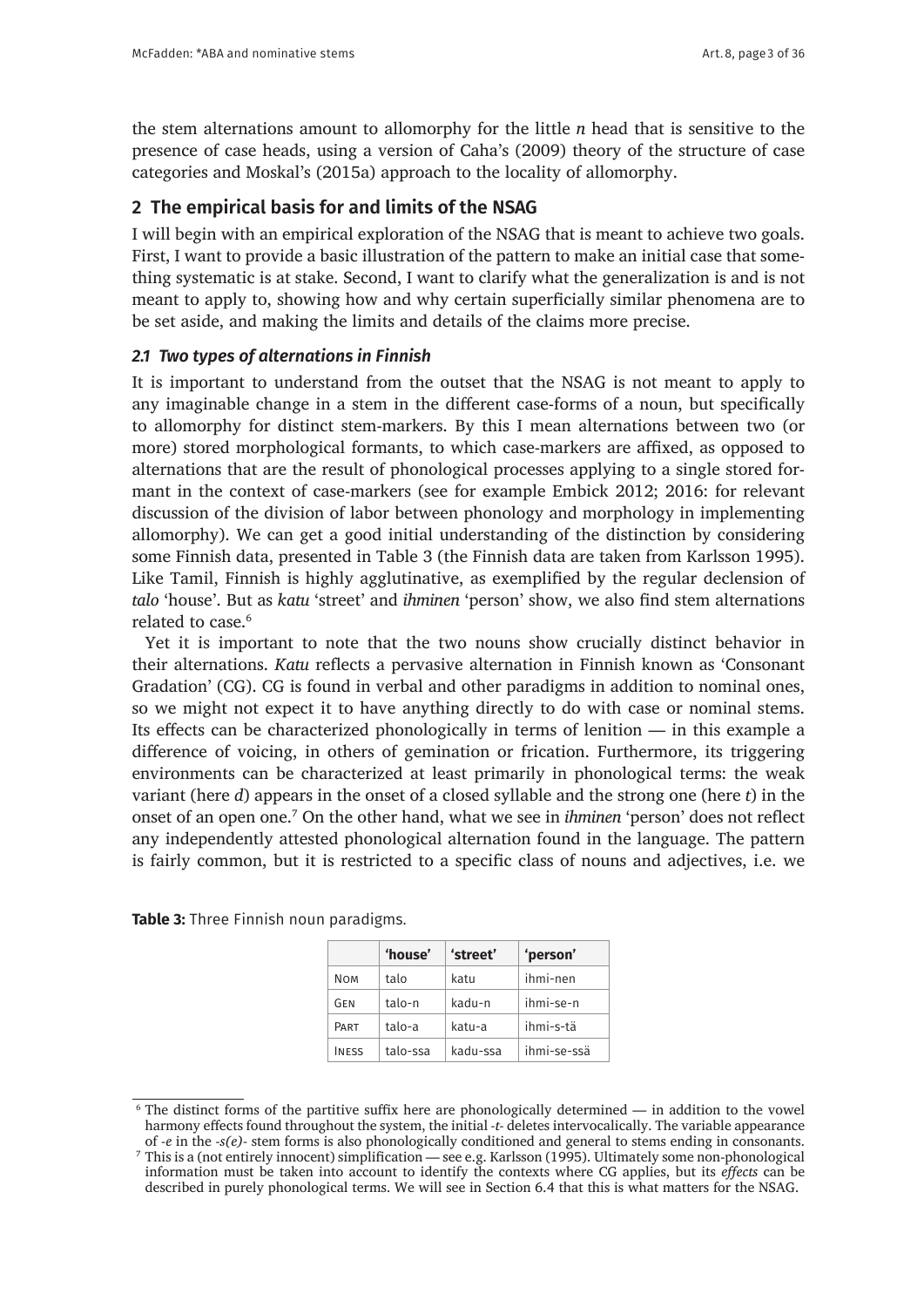the stem alternations amount to allomorphy for the little *n* head that is sensitive to the presence of case heads, using a version of Caha's (2009) theory of the structure of case categories and Moskal's (2015a) approach to the locality of allomorphy.

## 2 The empirical basis for and limits of the NSAG

I will begin with an empirical exploration of the NSAG that is meant to achieve two goals. First, I want to provide a basic illustration of the pattern to make an initial case that something systematic is at stake. Second, I want to clarify what the generalization is and is not meant to apply to, showing how and why certain superficially similar phenomena are to be set aside, and making the limits and details of the claims more precise.

### *2.1 Two types of alternations in Finnish*

It is important to understand from the outset that the NSAG is not meant to apply to any imaginable change in a stem in the different case-forms of a noun, but specifically to allomorphy for distinct stem-markers. By this I mean alternations between two (or more) stored morphological formants, to which case-markers are affixed, as opposed to alternations that are the result of phonological processes applying to a single stored formant in the context of case-markers (see for example Embick 2012; 2016: for relevant discussion of the division of labor between phonology and morphology in implementing allomorphy). We can get a good initial understanding of the distinction by considering some Finnish data, presented in Table 3 (the Finnish data are taken from Karlsson 1995). Like Tamil, Finnish is highly agglutinative, as exemplified by the regular declension of *talo* 'house'. But as *katu* 'street' and *ihminen* 'person' show, we also find stem alternations related to case.[6]

Yet it is important to note that the two nouns show crucially distinct behavior in their alternations. *Katu* reflects a pervasive alternation in Finnish known as 'Consonant Gradation' (CG). CG is found in verbal and other paradigms in addition to nominal ones, so we might not expect it to have anything directly to do with case or nominal stems. Its effects can be characterized phonologically in terms of lenition — in this example a difference of voicing, in others of gemination or frication. Furthermore, its triggering environments can be characterized at least primarily in phonological terms: the weak variant (here *d*) appears in the onset of a closed syllable and the strong one (here *t*) in the onset of an open one.[7] On the other hand, what we see in *ihminen* 'person' does not reflect any independently attested phonological alternation found in the language. The pattern is fairly common, but it is restricted to a specific class of nouns and adjectives, i.e. we

**Table 3:** Three Finnish noun paradigms.

| | 'house' | 'street' | 'person' |
|---|---|---|---|
| Nom | talo | katu | ihmi-nen |
| Gen | talo-n | kadu-n | ihmi-se-n |
| Part | talo-a | katu-a | ihmi-s-tä |
| Iness | talo-ssa | kadu-ssa | ihmi-se-ssä |

[6] The distinct forms of the partitive suffix here are phonologically determined — in addition to the vowel harmony effects found throughout the system, the initial *-t-* deletes intervocalically. The variable appearance of *-e* in the *-s(e)-* stem forms is also phonologically conditioned and general to stems ending in consonants.

[7] This is a (not entirely innocent) simplification — see e.g. Karlsson (1995). Ultimately some non-phonological information must be taken into account to identify the contexts where CG applies, but its *effects* can be described in purely phonological terms. We will see in Section 6.4 that this is what matters for the NSAG.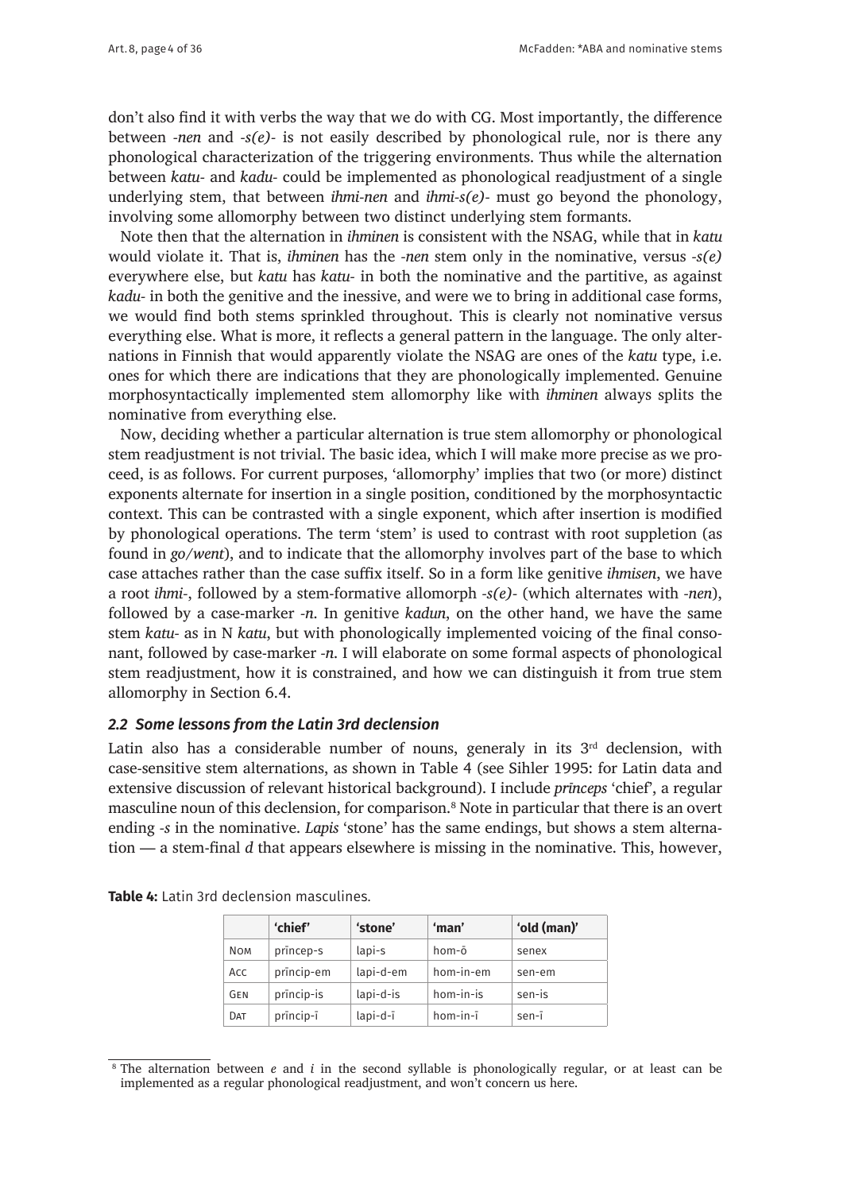don't also find it with verbs the way that we do with CG. Most importantly, the difference between *-nen* and *-s(e)-* is not easily described by phonological rule, nor is there any phonological characterization of the triggering environments. Thus while the alternation between *katu-* and *kadu-* could be implemented as phonological readjustment of a single underlying stem, that between *ihmi-nen* and *ihmi-s(e)-* must go beyond the phonology, involving some allomorphy between two distinct underlying stem formants.

Note then that the alternation in *ihminen* is consistent with the NSAG, while that in *katu* would violate it. That is, *ihminen* has the *-nen* stem only in the nominative, versus *-s(e)* everywhere else, but *katu* has *katu-* in both the nominative and the partitive, as against *kadu-* in both the genitive and the inessive, and were we to bring in additional case forms, we would find both stems sprinkled throughout. This is clearly not nominative versus everything else. What is more, it reflects a general pattern in the language. The only alternations in Finnish that would apparently violate the NSAG are ones of the *katu* type, i.e. ones for which there are indications that they are phonologically implemented. Genuine morphosyntactically implemented stem allomorphy like with *ihminen* always splits the nominative from everything else.

Now, deciding whether a particular alternation is true stem allomorphy or phonological stem readjustment is not trivial. The basic idea, which I will make more precise as we proceed, is as follows. For current purposes, 'allomorphy' implies that two (or more) distinct exponents alternate for insertion in a single position, conditioned by the morphosyntactic context. This can be contrasted with a single exponent, which after insertion is modified by phonological operations. The term 'stem' is used to contrast with root suppletion (as found in *go/went*), and to indicate that the allomorphy involves part of the base to which case attaches rather than the case suffix itself. So in a form like genitive *ihmisen*, we have a root *ihmi-*, followed by a stem-formative allomorph *-s(e)-* (which alternates with *-nen*), followed by a case-marker *-n*. In genitive *kadun*, on the other hand, we have the same stem *katu-* as in N *katu*, but with phonologically implemented voicing of the final consonant, followed by case-marker *-n*. I will elaborate on some formal aspects of phonological stem readjustment, how it is constrained, and how we can distinguish it from true stem allomorphy in Section 6.4.

### *2.2 Some lessons from the Latin 3rd declension*

Latin also has a considerable number of nouns, generaly in its 3rd declension, with case-sensitive stem alternations, as shown in Table 4 (see Sihler 1995: for Latin data and extensive discussion of relevant historical background). I include *prīnceps* 'chief', a regular masculine noun of this declension, for comparison.[8] Note in particular that there is an overt ending *-s* in the nominative. *Lapis* 'stone' has the same endings, but shows a stem alternation — a stem-final *d* that appears elsewhere is missing in the nominative. This, however,

**Table 4:** Latin 3rd declension masculines.

| | 'chief' | 'stone' | 'man' | 'old (man)' |
|---|---|---|---|---|
| NOM | prīncep-s | lapi-s | hom-ō | senex |
| ACC | prīncip-em | lapi-d-em | hom-in-em | sen-em |
| GEN | prīncip-is | lapi-d-is | hom-in-is | sen-is |
| DAT | prīncip-ī | lapi-d-ī | hom-in-ī | sen-ī |

[8] The alternation between *e* and *i* in the second syllable is phonologically regular, or at least can be implemented as a regular phonological readjustment, and won't concern us here.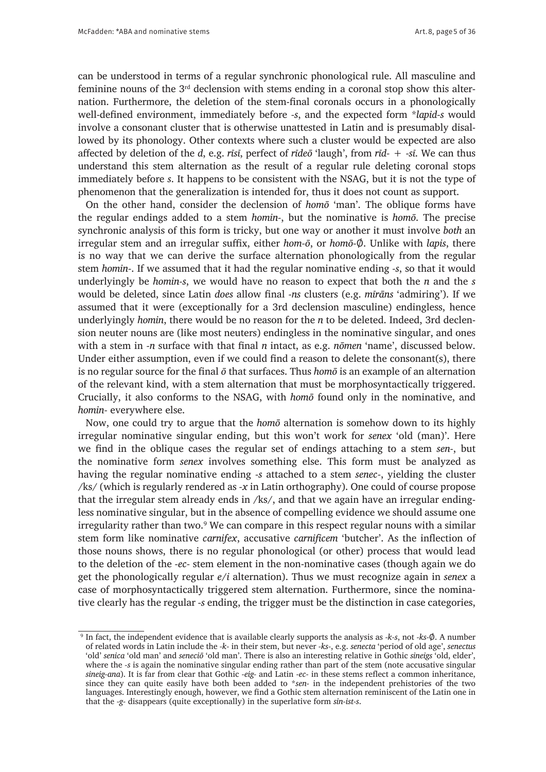can be understood in terms of a regular synchronic phonological rule. All masculine and feminine nouns of the 3rd declension with stems ending in a coronal stop show this alternation. Furthermore, the deletion of the stem-final coronals occurs in a phonologically well-defined environment, immediately before *-s*, and the expected form \**lapid-s* would involve a consonant cluster that is otherwise unattested in Latin and is presumably disallowed by its phonology. Other contexts where such a cluster would be expected are also affected by deletion of the *d*, e.g. *rīsī*, perfect of *rīdeō* 'laugh', from *rīd-* + *-sī*. We can thus understand this stem alternation as the result of a regular rule deleting coronal stops immediately before *s*. It happens to be consistent with the NSAG, but it is not the type of phenomenon that the generalization is intended for, thus it does not count as support.

On the other hand, consider the declension of *homō* 'man'. The oblique forms have the regular endings added to a stem *homin-*, but the nominative is *homō*. The precise synchronic analysis of this form is tricky, but one way or another it must involve *both* an irregular stem and an irregular suffix, either *hom-ō*, or *homō-∅*. Unlike with *lapis*, there is no way that we can derive the surface alternation phonologically from the regular stem *homin-*. If we assumed that it had the regular nominative ending *-s*, so that it would underlyingly be *homin-s*, we would have no reason to expect that both the *n* and the *s* would be deleted, since Latin *does* allow final *-ns* clusters (e.g. *mīrāns* 'admiring'). If we assumed that it were (exceptionally for a 3rd declension masculine) endingless, hence underlyingly *homin*, there would be no reason for the *n* to be deleted. Indeed, 3rd declension neuter nouns are (like most neuters) endingless in the nominative singular, and ones with a stem in *-n* surface with that final *n* intact, as e.g. *nōmen* 'name', discussed below. Under either assumption, even if we could find a reason to delete the consonant(s), there is no regular source for the final *ō* that surfaces. Thus *homō* is an example of an alternation of the relevant kind, with a stem alternation that must be morphosyntactically triggered. Crucially, it also conforms to the NSAG, with *homō* found only in the nominative, and *homin-* everywhere else.

Now, one could try to argue that the *homō* alternation is somehow down to its highly irregular nominative singular ending, but this won't work for *senex* 'old (man)'. Here we find in the oblique cases the regular set of endings attaching to a stem *sen-*, but the nominative form *senex* involves something else. This form must be analyzed as having the regular nominative ending *-s* attached to a stem *senec-*, yielding the cluster /ks/ (which is regularly rendered as *-x* in Latin orthography). One could of course propose that the irregular stem already ends in /ks/, and that we again have an irregular endingless nominative singular, but in the absence of compelling evidence we should assume one irregularity rather than two.[9] We can compare in this respect regular nouns with a similar stem form like nominative *carnifex*, accusative *carnificem* 'butcher'. As the inflection of those nouns shows, there is no regular phonological (or other) process that would lead to the deletion of the *-ec-* stem element in the non-nominative cases (though again we do get the phonologically regular *e/i* alternation). Thus we must recognize again in *senex* a case of morphosyntactically triggered stem alternation. Furthermore, since the nominative clearly has the regular *-s* ending, the trigger must be the distinction in case categories,

---

[9] In fact, the independent evidence that is available clearly supports the analysis as *-k-s*, not *-ks-∅*. A number of related words in Latin include the *-k-* in their stem, but never *-ks-*, e.g. *senecta* 'period of old age', *senectus* 'old' *senica* 'old man' and *seneciō* 'old man'. There is also an interesting relative in Gothic *sineigs* 'old, elder', where the *-s* is again the nominative singular ending rather than part of the stem (note accusative singular *sineig-ana*). It is far from clear that Gothic *-eig-* and Latin *-ec-* in these stems reflect a common inheritance, since they can quite easily have both been added to \**sen-* in the independent prehistories of the two languages. Interestingly enough, however, we find a Gothic stem alternation reminiscent of the Latin one in that the *-g-* disappears (quite exceptionally) in the superlative form *sin-ist-s*.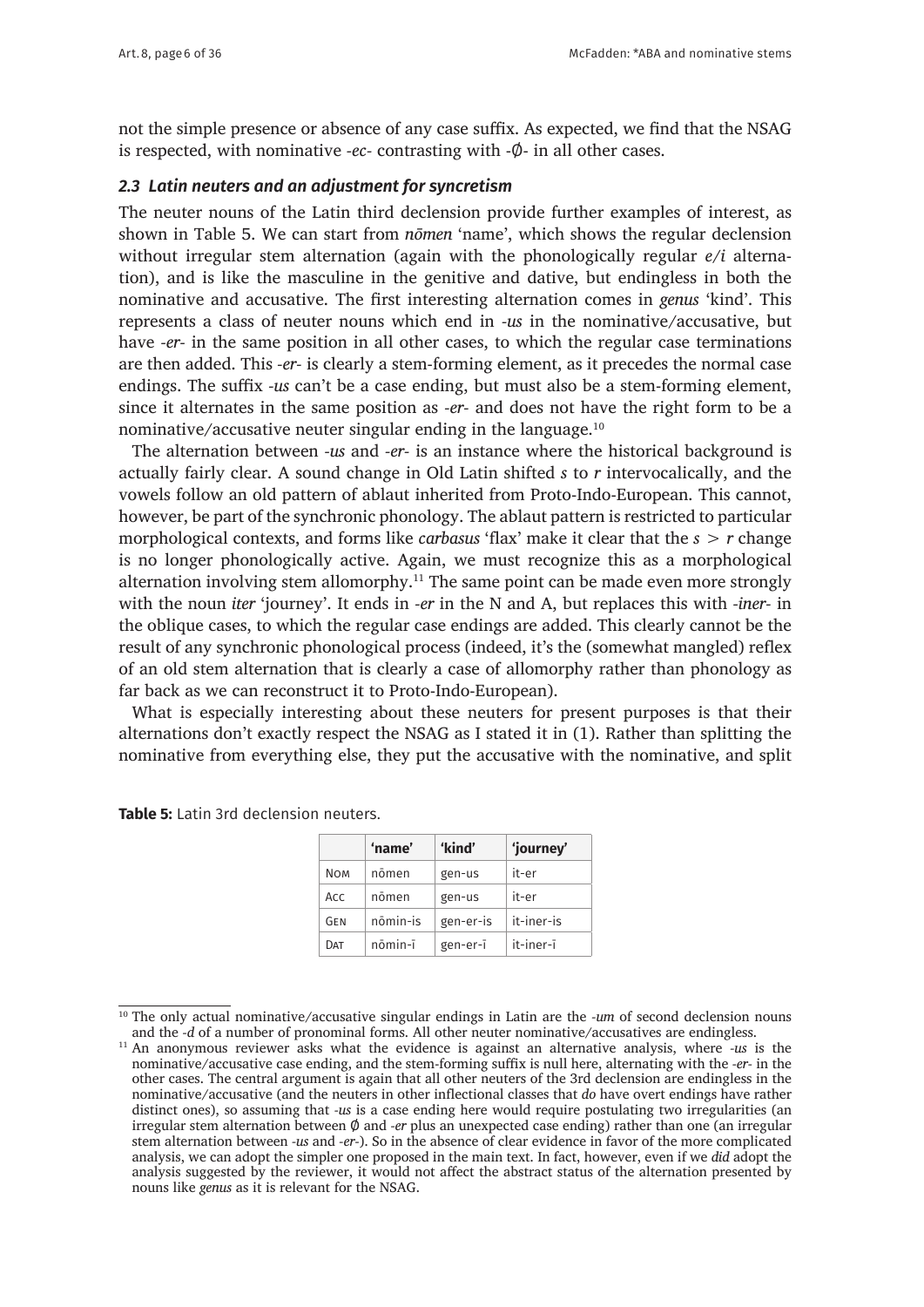not the simple presence or absence of any case suffix. As expected, we find that the NSAG is respected, with nominative *-ec-* contrasting with *-∅-* in all other cases.

### *2.3 Latin neuters and an adjustment for syncretism*

The neuter nouns of the Latin third declension provide further examples of interest, as shown in Table 5. We can start from *nōmen* 'name', which shows the regular declension without irregular stem alternation (again with the phonologically regular *e/i* alternation), and is like the masculine in the genitive and dative, but endingless in both the nominative and accusative. The first interesting alternation comes in *genus* 'kind'. This represents a class of neuter nouns which end in *-us* in the nominative/accusative, but have *-er-* in the same position in all other cases, to which the regular case terminations are then added. This *-er-* is clearly a stem-forming element, as it precedes the normal case endings. The suffix *-us* can't be a case ending, but must also be a stem-forming element, since it alternates in the same position as *-er-* and does not have the right form to be a nominative/accusative neuter singular ending in the language.[10]

The alternation between *-us* and *-er-* is an instance where the historical background is actually fairly clear. A sound change in Old Latin shifted *s* to *r* intervocalically, and the vowels follow an old pattern of ablaut inherited from Proto-Indo-European. This cannot, however, be part of the synchronic phonology. The ablaut pattern is restricted to particular morphological contexts, and forms like *carbasus* 'flax' make it clear that the *s* > *r* change is no longer phonologically active. Again, we must recognize this as a morphological alternation involving stem allomorphy.[11] The same point can be made even more strongly with the noun *iter* 'journey'. It ends in *-er* in the N and A, but replaces this with *-iner-* in the oblique cases, to which the regular case endings are added. This clearly cannot be the result of any synchronic phonological process (indeed, it's the (somewhat mangled) reflex of an old stem alternation that is clearly a case of allomorphy rather than phonology as far back as we can reconstruct it to Proto-Indo-European).

What is especially interesting about these neuters for present purposes is that their alternations don't exactly respect the NSAG as I stated it in (1). Rather than splitting the nominative from everything else, they put the accusative with the nominative, and split

**Table 5:** Latin 3rd declension neuters.

| | 'name' | 'kind' | 'journey' |
|---|---|---|---|
| Nom | nōmen | gen-us | it-er |
| Acc | nōmen | gen-us | it-er |
| Gen | nōmin-is | gen-er-is | it-iner-is |
| Dat | nōmin-ī | gen-er-ī | it-iner-ī |

[10] The only actual nominative/accusative singular endings in Latin are the *-um* of second declension nouns and the *-d* of a number of pronominal forms. All other neuter nominative/accusatives are endingless.

[11] An anonymous reviewer asks what the evidence is against an alternative analysis, where *-us* is the nominative/accusative case ending, and the stem-forming suffix is null here, alternating with the *-er-* in the other cases. The central argument is again that all other neuters of the 3rd declension are endingless in the nominative/accusative (and the neuters in other inflectional classes that *do* have overt endings have rather distinct ones), so assuming that *-us* is a case ending here would require postulating two irregularities (an irregular stem alternation between ∅ and *-er* plus an unexpected case ending) rather than one (an irregular stem alternation between *-us* and *-er-*). So in the absence of clear evidence in favor of the more complicated analysis, we can adopt the simpler one proposed in the main text. In fact, however, even if we *did* adopt the analysis suggested by the reviewer, it would not affect the abstract status of the alternation presented by nouns like *genus* as it is relevant for the NSAG.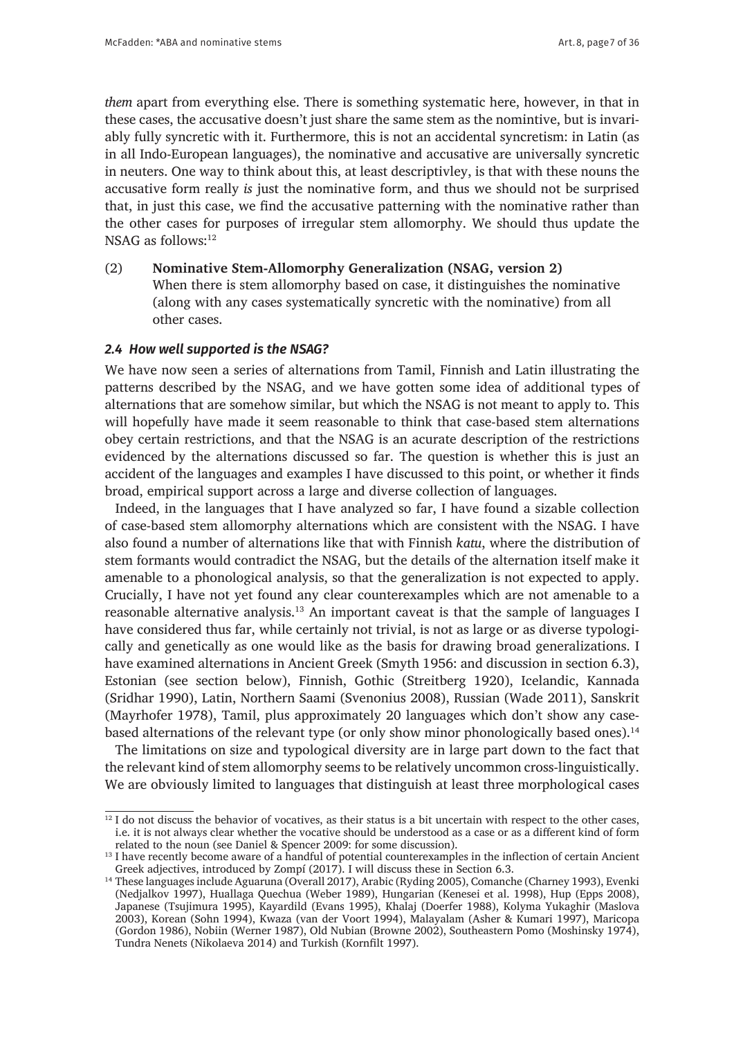*them* apart from everything else. There is something systematic here, however, in that in these cases, the accusative doesn't just share the same stem as the nomintive, but is invariably fully syncretic with it. Furthermore, this is not an accidental syncretism: in Latin (as in all Indo-European languages), the nominative and accusative are universally syncretic in neuters. One way to think about this, at least descriptivley, is that with these nouns the accusative form really *is* just the nominative form, and thus we should not be surprised that, in just this case, we find the accusative patterning with the nominative rather than the other cases for purposes of irregular stem allomorphy. We should thus update the NSAG as follows:[12]

(2) **Nominative Stem-Allomorphy Generalization (NSAG, version 2)**
When there is stem allomorphy based on case, it distinguishes the nominative (along with any cases systematically syncretic with the nominative) from all other cases.

### *2.4 How well supported is the NSAG?*

We have now seen a series of alternations from Tamil, Finnish and Latin illustrating the patterns described by the NSAG, and we have gotten some idea of additional types of alternations that are somehow similar, but which the NSAG is not meant to apply to. This will hopefully have made it seem reasonable to think that case-based stem alternations obey certain restrictions, and that the NSAG is an acurate description of the restrictions evidenced by the alternations discussed so far. The question is whether this is just an accident of the languages and examples I have discussed to this point, or whether it finds broad, empirical support across a large and diverse collection of languages.

Indeed, in the languages that I have analyzed so far, I have found a sizable collection of case-based stem allomorphy alternations which are consistent with the NSAG. I have also found a number of alternations like that with Finnish *katu*, where the distribution of stem formants would contradict the NSAG, but the details of the alternation itself make it amenable to a phonological analysis, so that the generalization is not expected to apply. Crucially, I have not yet found any clear counterexamples which are not amenable to a reasonable alternative analysis.[13] An important caveat is that the sample of languages I have considered thus far, while certainly not trivial, is not as large or as diverse typologically and genetically as one would like as the basis for drawing broad generalizations. I have examined alternations in Ancient Greek (Smyth 1956: and discussion in section 6.3), Estonian (see section below), Finnish, Gothic (Streitberg 1920), Icelandic, Kannada (Sridhar 1990), Latin, Northern Saami (Svenonius 2008), Russian (Wade 2011), Sanskrit (Mayrhofer 1978), Tamil, plus approximately 20 languages which don't show any case-based alternations of the relevant type (or only show minor phonologically based ones).[14]

The limitations on size and typological diversity are in large part down to the fact that the relevant kind of stem allomorphy seems to be relatively uncommon cross-linguistically. We are obviously limited to languages that distinguish at least three morphological cases

---

[12] I do not discuss the behavior of vocatives, as their status is a bit uncertain with respect to the other cases, i.e. it is not always clear whether the vocative should be understood as a case or as a different kind of form related to the noun (see Daniel & Spencer 2009: for some discussion).

[13] I have recently become aware of a handful of potential counterexamples in the inflection of certain Ancient Greek adjectives, introduced by Zompí (2017). I will discuss these in Section 6.3.

[14] These languages include Aguaruna (Overall 2017), Arabic (Ryding 2005), Comanche (Charney 1993), Evenki (Nedjalkov 1997), Huallaga Quechua (Weber 1989), Hungarian (Kenesei et al. 1998), Hup (Epps 2008), Japanese (Tsujimura 1995), Kayardild (Evans 1995), Khalaj (Doerfer 1988), Kolyma Yukaghir (Maslova 2003), Korean (Sohn 1994), Kwaza (van der Voort 1994), Malayalam (Asher & Kumari 1997), Maricopa (Gordon 1986), Nobiin (Werner 1987), Old Nubian (Browne 2002), Southeastern Pomo (Moshinsky 1974), Tundra Nenets (Nikolaeva 2014) and Turkish (Kornfilt 1997).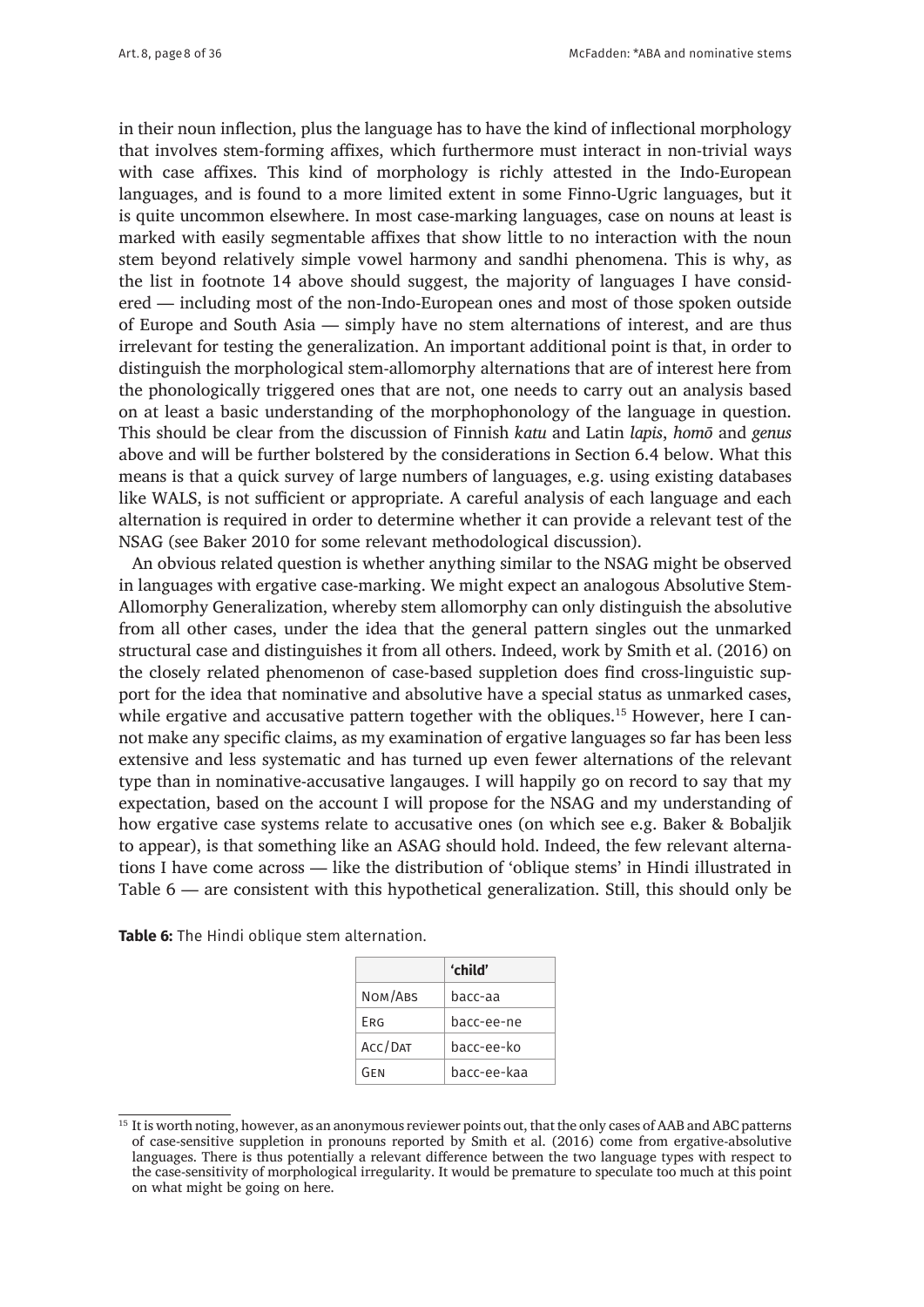in their noun inflection, plus the language has to have the kind of inflectional morphology that involves stem-forming affixes, which furthermore must interact in non-trivial ways with case affixes. This kind of morphology is richly attested in the Indo-European languages, and is found to a more limited extent in some Finno-Ugric languages, but it is quite uncommon elsewhere. In most case-marking languages, case on nouns at least is marked with easily segmentable affixes that show little to no interaction with the noun stem beyond relatively simple vowel harmony and sandhi phenomena. This is why, as the list in footnote 14 above should suggest, the majority of languages I have considered — including most of the non-Indo-European ones and most of those spoken outside of Europe and South Asia — simply have no stem alternations of interest, and are thus irrelevant for testing the generalization. An important additional point is that, in order to distinguish the morphological stem-allomorphy alternations that are of interest here from the phonologically triggered ones that are not, one needs to carry out an analysis based on at least a basic understanding of the morphophonology of the language in question. This should be clear from the discussion of Finnish *katu* and Latin *lapis*, *homō* and *genus* above and will be further bolstered by the considerations in Section 6.4 below. What this means is that a quick survey of large numbers of languages, e.g. using existing databases like WALS, is not sufficient or appropriate. A careful analysis of each language and each alternation is required in order to determine whether it can provide a relevant test of the NSAG (see Baker 2010 for some relevant methodological discussion).

An obvious related question is whether anything similar to the NSAG might be observed in languages with ergative case-marking. We might expect an analogous Absolutive Stem-Allomorphy Generalization, whereby stem allomorphy can only distinguish the absolutive from all other cases, under the idea that the general pattern singles out the unmarked structural case and distinguishes it from all others. Indeed, work by Smith et al. (2016) on the closely related phenomenon of case-based suppletion does find cross-linguistic support for the idea that nominative and absolutive have a special status as unmarked cases, while ergative and accusative pattern together with the obliques.[15] However, here I cannot make any specific claims, as my examination of ergative languages so far has been less extensive and less systematic and has turned up even fewer alternations of the relevant type than in nominative-accusative langauges. I will happily go on record to say that my expectation, based on the account I will propose for the NSAG and my understanding of how ergative case systems relate to accusative ones (on which see e.g. Baker & Bobaljik to appear), is that something like an ASAG should hold. Indeed, the few relevant alternations I have come across — like the distribution of 'oblique stems' in Hindi illustrated in Table 6 — are consistent with this hypothetical generalization. Still, this should only be

**Table 6:** The Hindi oblique stem alternation.

| | 'child' |
|---|---|
| Nom/Abs | bacc-aa |
| Erg | bacc-ee-ne |
| Acc/Dat | bacc-ee-ko |
| Gen | bacc-ee-kaa |

[15] It is worth noting, however, as an anonymous reviewer points out, that the only cases of AAB and ABC patterns of case-sensitive suppletion in pronouns reported by Smith et al. (2016) come from ergative-absolutive languages. There is thus potentially a relevant difference between the two language types with respect to the case-sensitivity of morphological irregularity. It would be premature to speculate too much at this point on what might be going on here.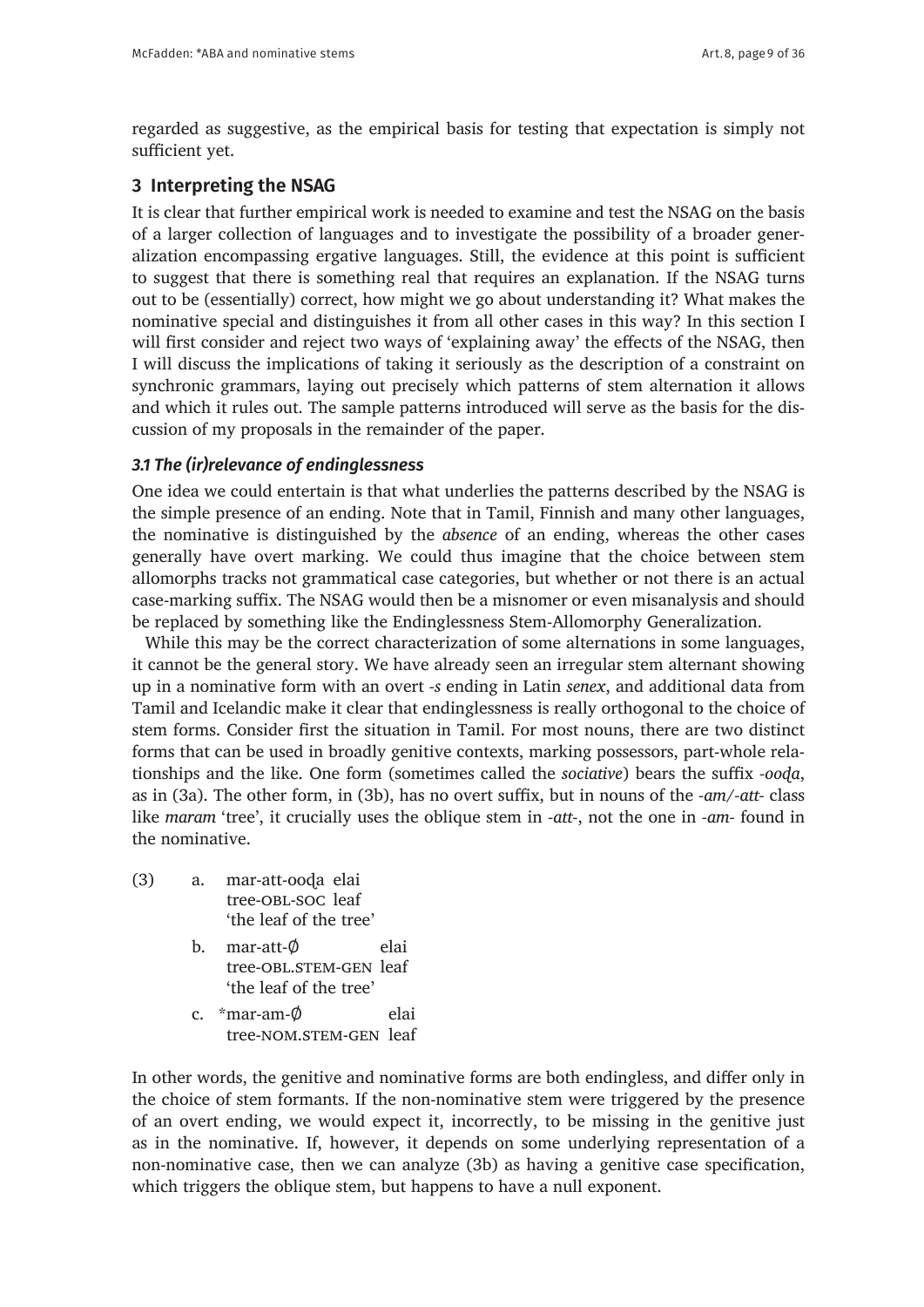regarded as suggestive, as the empirical basis for testing that expectation is simply not sufficient yet.

## 3 Interpreting the NSAG

It is clear that further empirical work is needed to examine and test the NSAG on the basis of a larger collection of languages and to investigate the possibility of a broader generalization encompassing ergative languages. Still, the evidence at this point is sufficient to suggest that there is something real that requires an explanation. If the NSAG turns out to be (essentially) correct, how might we go about understanding it? What makes the nominative special and distinguishes it from all other cases in this way? In this section I will first consider and reject two ways of 'explaining away' the effects of the NSAG, then I will discuss the implications of taking it seriously as the description of a constraint on synchronic grammars, laying out precisely which patterns of stem alternation it allows and which it rules out. The sample patterns introduced will serve as the basis for the discussion of my proposals in the remainder of the paper.

### *3.1 The (ir)relevance of endinglessness*

One idea we could entertain is that what underlies the patterns described by the NSAG is the simple presence of an ending. Note that in Tamil, Finnish and many other languages, the nominative is distinguished by the *absence* of an ending, whereas the other cases generally have overt marking. We could thus imagine that the choice between stem allomorphs tracks not grammatical case categories, but whether or not there is an actual case-marking suffix. The NSAG would then be a misnomer or even misanalysis and should be replaced by something like the Endinglessness Stem-Allomorphy Generalization.

While this may be the correct characterization of some alternations in some languages, it cannot be the general story. We have already seen an irregular stem alternant showing up in a nominative form with an overt *-s* ending in Latin *senex*, and additional data from Tamil and Icelandic make it clear that endinglessness is really orthogonal to the choice of stem forms. Consider first the situation in Tamil. For most nouns, there are two distinct forms that can be used in broadly genitive contexts, marking possessors, part-whole relationships and the like. One form (sometimes called the *sociative*) bears the suffix *-ooḍa*, as in (3a). The other form, in (3b), has no overt suffix, but in nouns of the *-am/-att-* class like *maram* 'tree', it crucially uses the oblique stem in *-att-*, not the one in *-am-* found in the nominative.

(3) a. mar-att-ooḍa elai
 tree-OBL-SOC leaf
 'the leaf of the tree'

 b. mar-att-∅ elai
 tree-OBL.STEM-GEN leaf
 'the leaf of the tree'

 c. *mar-am-∅ elai
 tree-NOM.STEM-GEN leaf

In other words, the genitive and nominative forms are both endingless, and differ only in the choice of stem formants. If the non-nominative stem were triggered by the presence of an overt ending, we would expect it, incorrectly, to be missing in the genitive just as in the nominative. If, however, it depends on some underlying representation of a non-nominative case, then we can analyze (3b) as having a genitive case specification, which triggers the oblique stem, but happens to have a null exponent.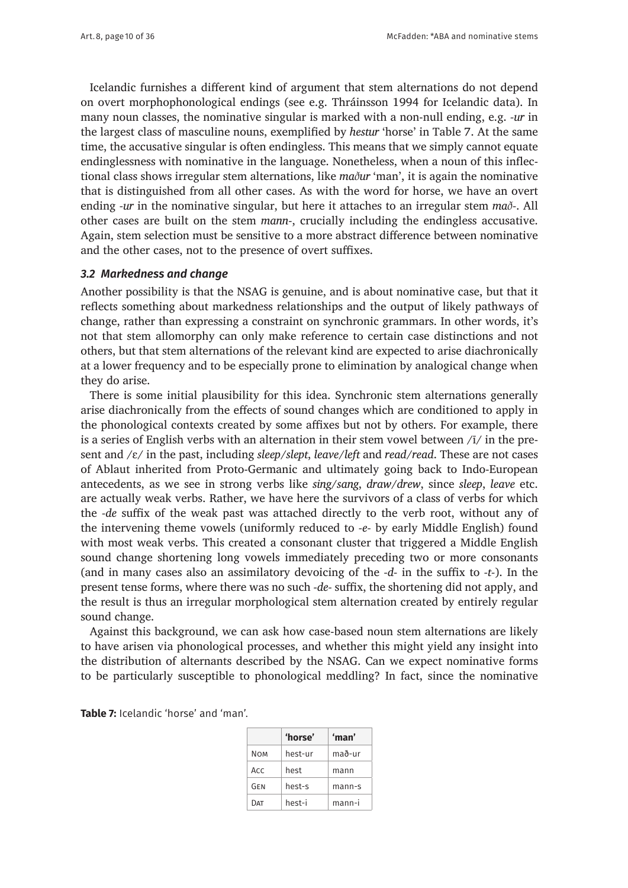Icelandic furnishes a different kind of argument that stem alternations do not depend on overt morphophonological endings (see e.g. Thráinsson 1994 for Icelandic data). In many noun classes, the nominative singular is marked with a non-null ending, e.g. *-ur* in the largest class of masculine nouns, exemplified by *hestur* 'horse' in Table 7. At the same time, the accusative singular is often endingless. This means that we simply cannot equate endinglessness with nominative in the language. Nonetheless, when a noun of this inflectional class shows irregular stem alternations, like *maður* 'man', it is again the nominative that is distinguished from all other cases. As with the word for horse, we have an overt ending *-ur* in the nominative singular, but here it attaches to an irregular stem *mað-*. All other cases are built on the stem *mann-*, crucially including the endingless accusative. Again, stem selection must be sensitive to a more abstract difference between nominative and the other cases, not to the presence of overt suffixes.

### *3.2 Markedness and change*

Another possibility is that the NSAG is genuine, and is about nominative case, but that it reflects something about markedness relationships and the output of likely pathways of change, rather than expressing a constraint on synchronic grammars. In other words, it's not that stem allomorphy can only make reference to certain case distinctions and not others, but that stem alternations of the relevant kind are expected to arise diachronically at a lower frequency and to be especially prone to elimination by analogical change when they do arise.

There is some initial plausibility for this idea. Synchronic stem alternations generally arise diachronically from the effects of sound changes which are conditioned to apply in the phonological contexts created by some affixes but not by others. For example, there is a series of English verbs with an alternation in their stem vowel between /ī/ in the present and /ɛ/ in the past, including *sleep/slept*, *leave/left* and *read/read*. These are not cases of Ablaut inherited from Proto-Germanic and ultimately going back to Indo-European antecedents, as we see in strong verbs like *sing/sang*, *draw/drew*, since *sleep*, *leave* etc. are actually weak verbs. Rather, we have here the survivors of a class of verbs for which the *-de* suffix of the weak past was attached directly to the verb root, without any of the intervening theme vowels (uniformly reduced to *-e-* by early Middle English) found with most weak verbs. This created a consonant cluster that triggered a Middle English sound change shortening long vowels immediately preceding two or more consonants (and in many cases also an assimilatory devoicing of the *-d-* in the suffix to *-t-*). In the present tense forms, where there was no such *-de-* suffix, the shortening did not apply, and the result is thus an irregular morphological stem alternation created by entirely regular sound change.

Against this background, we can ask how case-based noun stem alternations are likely to have arisen via phonological processes, and whether this might yield any insight into the distribution of alternants described by the NSAG. Can we expect nominative forms to be particularly susceptible to phonological meddling? In fact, since the nominative

**Table 7:** Icelandic 'horse' and 'man'.

| | 'horse' | 'man' |
|---|---|---|
| Nom | hest-ur | mað-ur |
| Acc | hest | mann |
| Gen | hest-s | mann-s |
| Dat | hest-i | mann-i |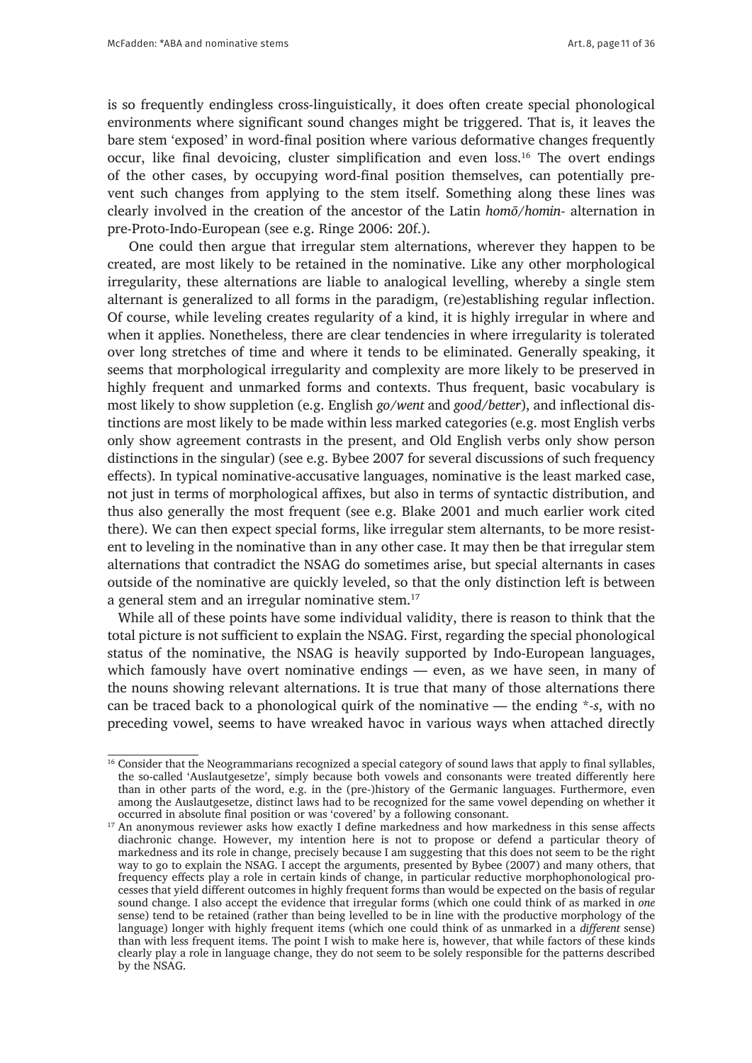is so frequently endingless cross-linguistically, it does often create special phonological environments where significant sound changes might be triggered. That is, it leaves the bare stem 'exposed' in word-final position where various deformative changes frequently occur, like final devoicing, cluster simplification and even loss.[16] The overt endings of the other cases, by occupying word-final position themselves, can potentially prevent such changes from applying to the stem itself. Something along these lines was clearly involved in the creation of the ancestor of the Latin *homō/homin-* alternation in pre-Proto-Indo-European (see e.g. Ringe 2006: 20f.).

One could then argue that irregular stem alternations, wherever they happen to be created, are most likely to be retained in the nominative. Like any other morphological irregularity, these alternations are liable to analogical levelling, whereby a single stem alternant is generalized to all forms in the paradigm, (re)establishing regular inflection. Of course, while leveling creates regularity of a kind, it is highly irregular in where and when it applies. Nonetheless, there are clear tendencies in where irregularity is tolerated over long stretches of time and where it tends to be eliminated. Generally speaking, it seems that morphological irregularity and complexity are more likely to be preserved in highly frequent and unmarked forms and contexts. Thus frequent, basic vocabulary is most likely to show suppletion (e.g. English *go/went* and *good/better*), and inflectional distinctions are most likely to be made within less marked categories (e.g. most English verbs only show agreement contrasts in the present, and Old English verbs only show person distinctions in the singular) (see e.g. Bybee 2007 for several discussions of such frequency effects). In typical nominative-accusative languages, nominative is the least marked case, not just in terms of morphological affixes, but also in terms of syntactic distribution, and thus also generally the most frequent (see e.g. Blake 2001 and much earlier work cited there). We can then expect special forms, like irregular stem alternants, to be more resistent to leveling in the nominative than in any other case. It may then be that irregular stem alternations that contradict the NSAG do sometimes arise, but special alternants in cases outside of the nominative are quickly leveled, so that the only distinction left is between a general stem and an irregular nominative stem.[17]

While all of these points have some individual validity, there is reason to think that the total picture is not sufficient to explain the NSAG. First, regarding the special phonological status of the nominative, the NSAG is heavily supported by Indo-European languages, which famously have overt nominative endings — even, as we have seen, in many of the nouns showing relevant alternations. It is true that many of those alternations there can be traced back to a phonological quirk of the nominative — the ending *\*-s*, with no preceding vowel, seems to have wreaked havoc in various ways when attached directly

[16] Consider that the Neogrammarians recognized a special category of sound laws that apply to final syllables, the so-called 'Auslautgesetze', simply because both vowels and consonants were treated differently here than in other parts of the word, e.g. in the (pre-)history of the Germanic languages. Furthermore, even among the Auslautgesetze, distinct laws had to be recognized for the same vowel depending on whether it occurred in absolute final position or was 'covered' by a following consonant.

[17] An anonymous reviewer asks how exactly I define markedness and how markedness in this sense affects diachronic change. However, my intention here is not to propose or defend a particular theory of markedness and its role in change, precisely because I am suggesting that this does not seem to be the right way to go to explain the NSAG. I accept the arguments, presented by Bybee (2007) and many others, that frequency effects play a role in certain kinds of change, in particular reductive morphophonological processes that yield different outcomes in highly frequent forms than would be expected on the basis of regular sound change. I also accept the evidence that irregular forms (which one could think of as marked in *one* sense) tend to be retained (rather than being levelled to be in line with the productive morphology of the language) longer with highly frequent items (which one could think of as unmarked in a *different* sense) than with less frequent items. The point I wish to make here is, however, that while factors of these kinds clearly play a role in language change, they do not seem to be solely responsible for the patterns described by the NSAG.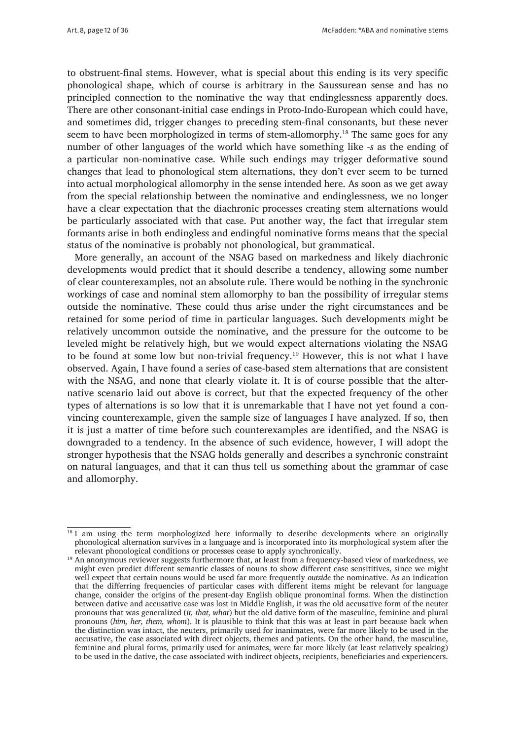to obstruent-final stems. However, what is special about this ending is its very specific phonological shape, which of course is arbitrary in the Saussurean sense and has no principled connection to the nominative the way that endinglessness apparently does. There are other consonant-initial case endings in Proto-Indo-European which could have, and sometimes did, trigger changes to preceding stem-final consonants, but these never seem to have been morphologized in terms of stem-allomorphy.[18] The same goes for any number of other languages of the world which have something like *-s* as the ending of a particular non-nominative case. While such endings may trigger deformative sound changes that lead to phonological stem alternations, they don't ever seem to be turned into actual morphological allomorphy in the sense intended here. As soon as we get away from the special relationship between the nominative and endinglessness, we no longer have a clear expectation that the diachronic processes creating stem alternations would be particularly associated with that case. Put another way, the fact that irregular stem formants arise in both endingless and endingful nominative forms means that the special status of the nominative is probably not phonological, but grammatical.

More generally, an account of the NSAG based on markedness and likely diachronic developments would predict that it should describe a tendency, allowing some number of clear counterexamples, not an absolute rule. There would be nothing in the synchronic workings of case and nominal stem allomorphy to ban the possibility of irregular stems outside the nominative. These could thus arise under the right circumstances and be retained for some period of time in particular languages. Such developments might be relatively uncommon outside the nominative, and the pressure for the outcome to be leveled might be relatively high, but we would expect alternations violating the NSAG to be found at some low but non-trivial frequency.[19] However, this is not what I have observed. Again, I have found a series of case-based stem alternations that are consistent with the NSAG, and none that clearly violate it. It is of course possible that the alternative scenario laid out above is correct, but that the expected frequency of the other types of alternations is so low that it is unremarkable that I have not yet found a convincing counterexample, given the sample size of languages I have analyzed. If so, then it is just a matter of time before such counterexamples are identified, and the NSAG is downgraded to a tendency. In the absence of such evidence, however, I will adopt the stronger hypothesis that the NSAG holds generally and describes a synchronic constraint on natural languages, and that it can thus tell us something about the grammar of case and allomorphy.

---

[18] I am using the term morphologized here informally to describe developments where an originally phonological alternation survives in a language and is incorporated into its morphological system after the relevant phonological conditions or processes cease to apply synchronically.

[19] An anonymous reviewer suggests furthermore that, at least from a frequency-based view of markedness, we might even predict different semantic classes of nouns to show different case sensitivities, since we might well expect that certain nouns would be used far more frequently *outside* the nominative. As an indication that the differring frequencies of particular cases with different items might be relevant for language change, consider the origins of the present-day English oblique pronominal forms. When the distinction between dative and accusative case was lost in Middle English, it was the old accusative form of the neuter pronouns that was generalized (*it, that, what*) but the old dative form of the masculine, feminine and plural pronouns (*him, her, them, whom*). It is plausible to think that this was at least in part because back when the distinction was intact, the neuters, primarily used for inanimates, were far more likely to be used in the accusative, the case associated with direct objects, themes and patients. On the other hand, the masculine, feminine and plural forms, primarily used for animates, were far more likely (at least relatively speaking) to be used in the dative, the case associated with indirect objects, recipients, beneficiaries and experiencers.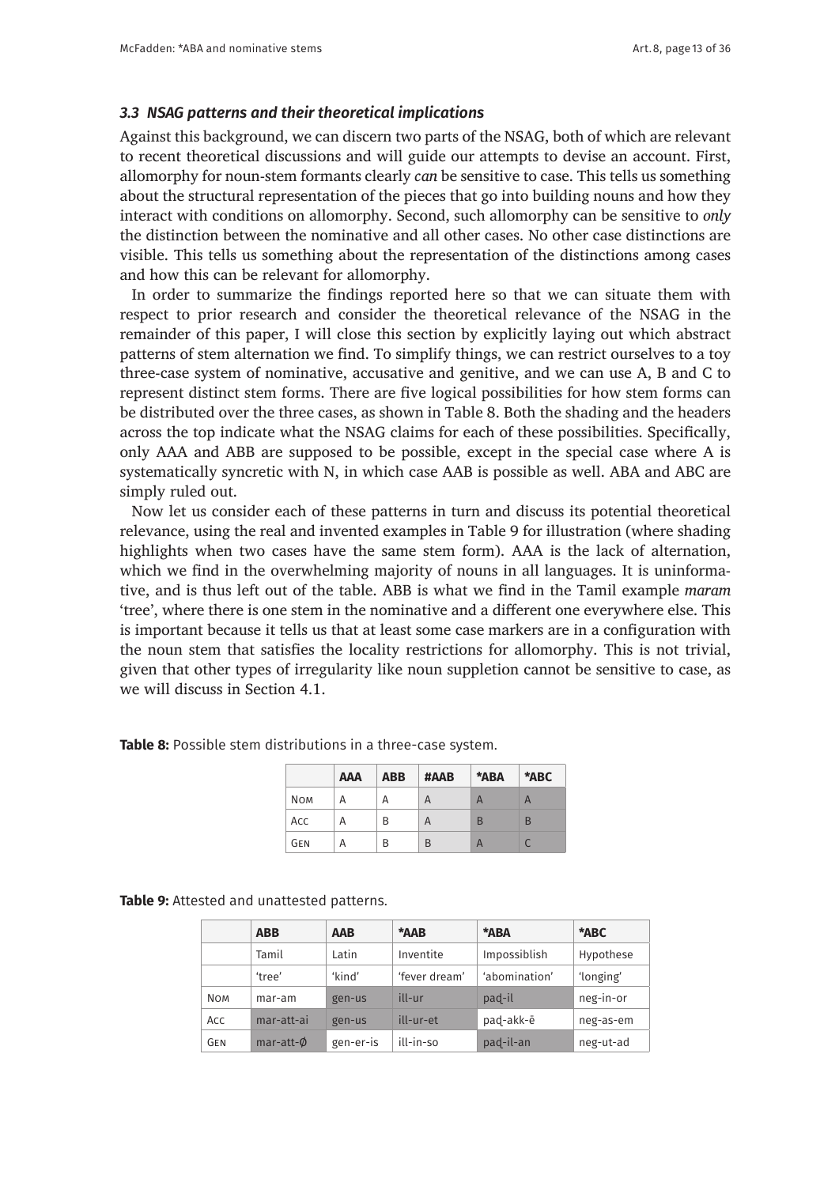### 3.3 NSAG patterns and their theoretical implications

Against this background, we can discern two parts of the NSAG, both of which are relevant to recent theoretical discussions and will guide our attempts to devise an account. First, allomorphy for noun-stem formants clearly *can* be sensitive to case. This tells us something about the structural representation of the pieces that go into building nouns and how they interact with conditions on allomorphy. Second, such allomorphy can be sensitive to *only* the distinction between the nominative and all other cases. No other case distinctions are visible. This tells us something about the representation of the distinctions among cases and how this can be relevant for allomorphy.

In order to summarize the findings reported here so that we can situate them with respect to prior research and consider the theoretical relevance of the NSAG in the remainder of this paper, I will close this section by explicitly laying out which abstract patterns of stem alternation we find. To simplify things, we can restrict ourselves to a toy three-case system of nominative, accusative and genitive, and we can use A, B and C to represent distinct stem forms. There are five logical possibilities for how stem forms can be distributed over the three cases, as shown in Table 8. Both the shading and the headers across the top indicate what the NSAG claims for each of these possibilities. Specifically, only AAA and ABB are supposed to be possible, except in the special case where A is systematically syncretic with N, in which case AAB is possible as well. ABA and ABC are simply ruled out.

Now let us consider each of these patterns in turn and discuss its potential theoretical relevance, using the real and invented examples in Table 9 for illustration (where shading highlights when two cases have the same stem form). AAA is the lack of alternation, which we find in the overwhelming majority of nouns in all languages. It is uninformative, and is thus left out of the table. ABB is what we find in the Tamil example *maram* 'tree', where there is one stem in the nominative and a different one everywhere else. This is important because it tells us that at least some case markers are in a configuration with the noun stem that satisfies the locality restrictions for allomorphy. This is not trivial, given that other types of irregularity like noun suppletion cannot be sensitive to case, as we will discuss in Section 4.1.

**Table 8:** Possible stem distributions in a three-case system.

| | AAA | ABB | #AAB | *ABA | *ABC |
|---|---|---|---|---|---|
| Nom | A | A | A | A | A |
| Acc | A | B | A | B | B |
| Gen | A | B | B | A | C |

**Table 9:** Attested and unattested patterns.

| | ABB | AAB | *AAB | *ABA | *ABC |
|---|---|---|---|---|---|
| | Tamil | Latin | Inventite | Impossiblish | Hypothese |
| | 'tree' | 'kind' | 'fever dream' | 'abomination' | 'longing' |
| Nom | mar-am | gen-us | ill-ur | paḍ-il | neg-in-or |
| Acc | mar-att-ai | gen-us | ill-ur-et | paḍ-akk-ē | neg-as-em |
| Gen | mar-att-∅ | gen-er-is | ill-in-so | paḍ-il-an | neg-ut-ad |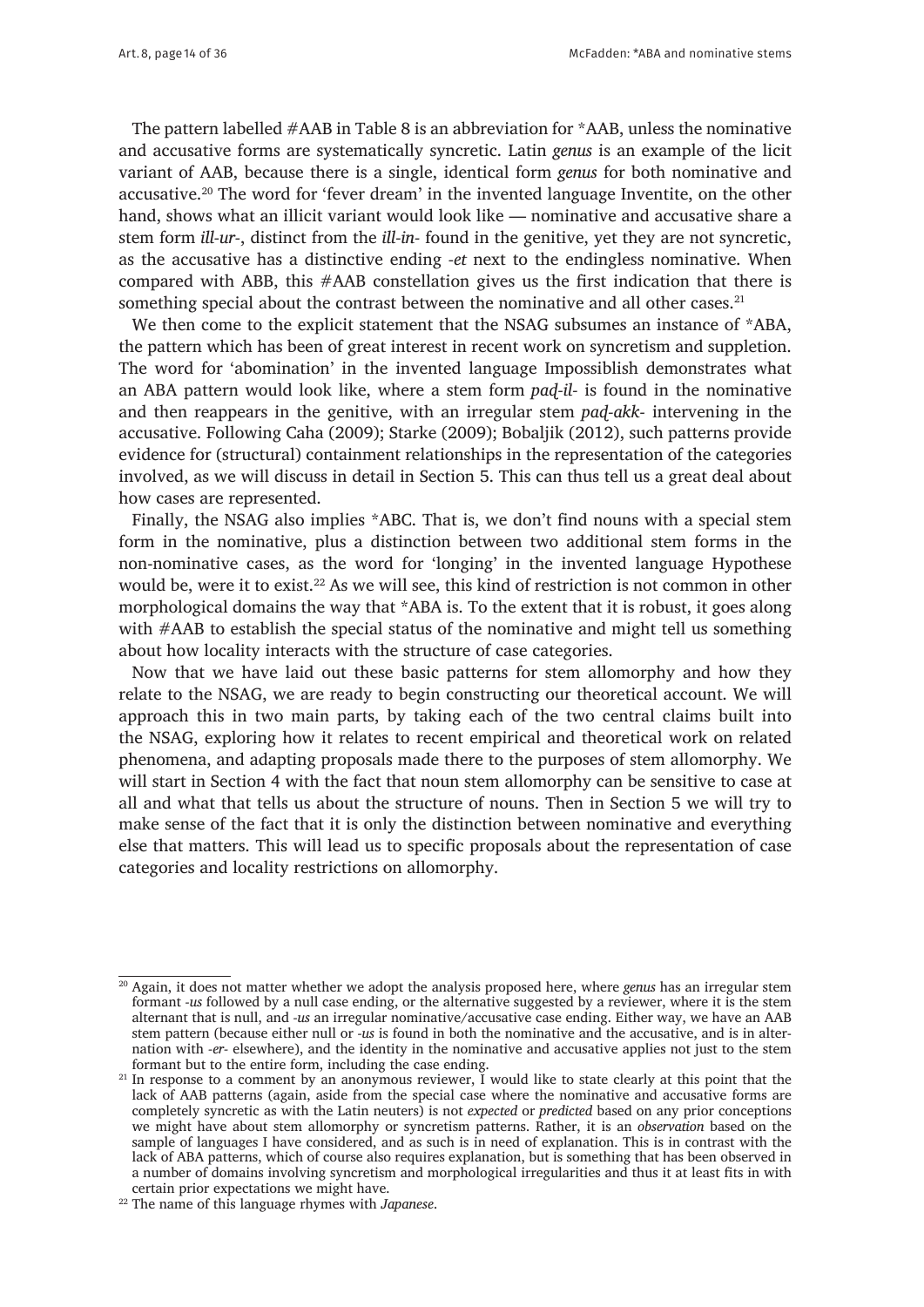The pattern labelled #AAB in Table 8 is an abbreviation for *AAB, unless the nominative and accusative forms are systematically syncretic. Latin *genus* is an example of the licit variant of AAB, because there is a single, identical form *genus* for both nominative and accusative.[20] The word for 'fever dream' in the invented language Inventite, on the other hand, shows what an illicit variant would look like — nominative and accusative share a stem form *ill-ur-*, distinct from the *ill-in-* found in the genitive, yet they are not syncretic, as the accusative has a distinctive ending *-et* next to the endingless nominative. When compared with ABB, this #AAB constellation gives us the first indication that there is something special about the contrast between the nominative and all other cases.[21]

We then come to the explicit statement that the NSAG subsumes an instance of *ABA, the pattern which has been of great interest in recent work on syncretism and suppletion. The word for 'abomination' in the invented language Impossiblish demonstrates what an ABA pattern would look like, where a stem form *paḍ-il-* is found in the nominative and then reappears in the genitive, with an irregular stem *paḍ-akk-* intervening in the accusative. Following Caha (2009); Starke (2009); Bobaljik (2012), such patterns provide evidence for (structural) containment relationships in the representation of the categories involved, as we will discuss in detail in Section 5. This can thus tell us a great deal about how cases are represented.

Finally, the NSAG also implies *ABC. That is, we don't find nouns with a special stem form in the nominative, plus a distinction between two additional stem forms in the non-nominative cases, as the word for 'longing' in the invented language Hypothese would be, were it to exist.[22] As we will see, this kind of restriction is not common in other morphological domains the way that *ABA is. To the extent that it is robust, it goes along with #AAB to establish the special status of the nominative and might tell us something about how locality interacts with the structure of case categories.

Now that we have laid out these basic patterns for stem allomorphy and how they relate to the NSAG, we are ready to begin constructing our theoretical account. We will approach this in two main parts, by taking each of the two central claims built into the NSAG, exploring how it relates to recent empirical and theoretical work on related phenomena, and adapting proposals made there to the purposes of stem allomorphy. We will start in Section 4 with the fact that noun stem allomorphy can be sensitive to case at all and what that tells us about the structure of nouns. Then in Section 5 we will try to make sense of the fact that it is only the distinction between nominative and everything else that matters. This will lead us to specific proposals about the representation of case categories and locality restrictions on allomorphy.

---

[20] Again, it does not matter whether we adopt the analysis proposed here, where *genus* has an irregular stem formant *-us* followed by a null case ending, or the alternative suggested by a reviewer, where it is the stem alternant that is null, and *-us* an irregular nominative/accusative case ending. Either way, we have an AAB stem pattern (because either null or *-us* is found in both the nominative and the accusative, and is in alternation with *-er-* elsewhere), and the identity in the nominative and accusative applies not just to the stem formant but to the entire form, including the case ending.

[21] In response to a comment by an anonymous reviewer, I would like to state clearly at this point that the lack of AAB patterns (again, aside from the special case where the nominative and accusative forms are completely syncretic as with the Latin neuters) is not *expected* or *predicted* based on any prior conceptions we might have about stem allomorphy or syncretism patterns. Rather, it is an *observation* based on the sample of languages I have considered, and as such is in need of explanation. This is in contrast with the lack of ABA patterns, which of course also requires explanation, but is something that has been observed in a number of domains involving syncretism and morphological irregularities and thus it at least fits in with certain prior expectations we might have.

[22] The name of this language rhymes with *Japanese*.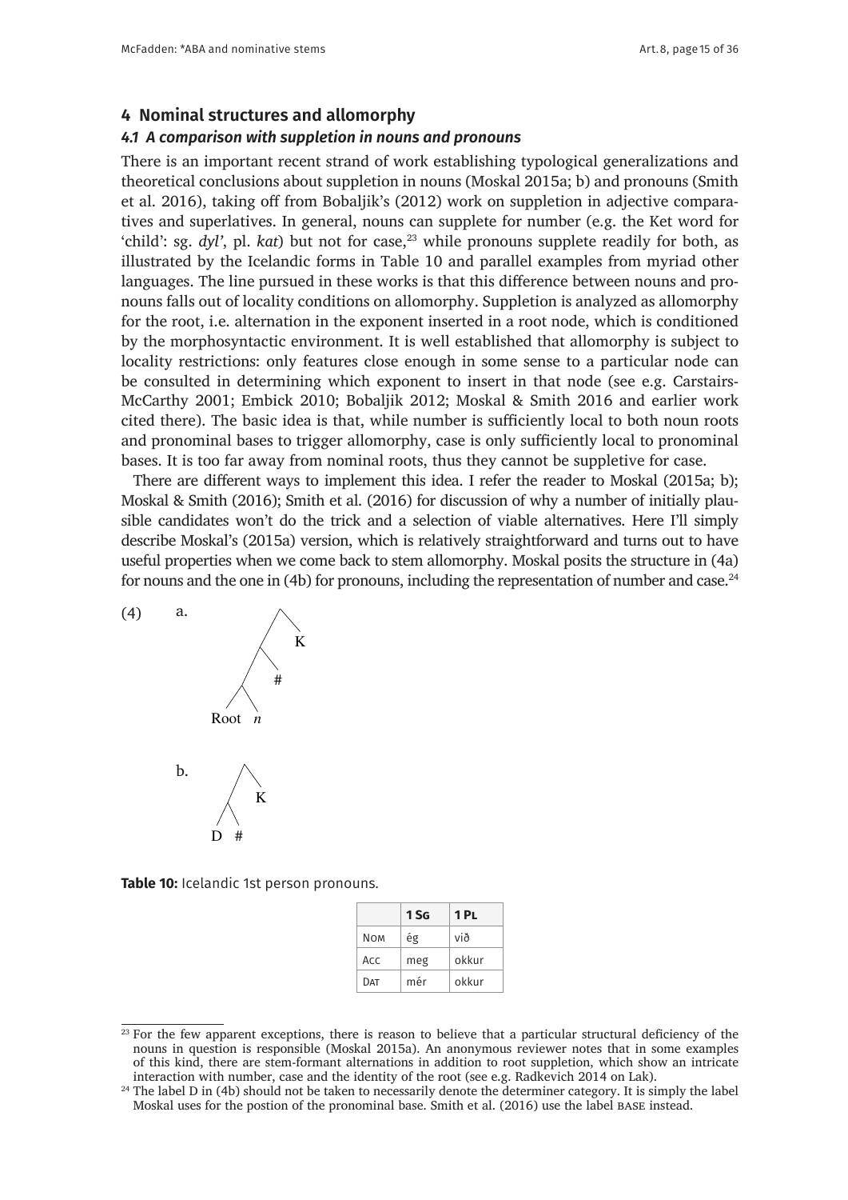## 4 Nominal structures and allomorphy

### *4.1 A comparison with suppletion in nouns and pronouns*

There is an important recent strand of work establishing typological generalizations and theoretical conclusions about suppletion in nouns (Moskal 2015a; b) and pronouns (Smith et al. 2016), taking off from Bobaljik's (2012) work on suppletion in adjective comparatives and superlatives. In general, nouns can supplete for number (e.g. the Ket word for 'child': sg. *dyl'*, pl. *kat*) but not for case,[23] while pronouns supplete readily for both, as illustrated by the Icelandic forms in Table 10 and parallel examples from myriad other languages. The line pursued in these works is that this difference between nouns and pronouns falls out of locality conditions on allomorphy. Suppletion is analyzed as allomorphy for the root, i.e. alternation in the exponent inserted in a root node, which is conditioned by the morphosyntactic environment. It is well established that allomorphy is subject to locality restrictions: only features close enough in some sense to a particular node can be consulted in determining which exponent to insert in that node (see e.g. Carstairs-McCarthy 2001; Embick 2010; Bobaljik 2012; Moskal & Smith 2016 and earlier work cited there). The basic idea is that, while number is sufficiently local to both noun roots and pronominal bases to trigger allomorphy, case is only sufficiently local to pronominal bases. It is too far away from nominal roots, thus they cannot be suppletive for case.

There are different ways to implement this idea. I refer the reader to Moskal (2015a; b); Moskal & Smith (2016); Smith et al. (2016) for discussion of why a number of initially plausible candidates won't do the trick and a selection of viable alternatives. Here I'll simply describe Moskal's (2015a) version, which is relatively straightforward and turns out to have useful properties when we come back to stem allomorphy. Moskal posits the structure in (4a) for nouns and the one in (4b) for pronouns, including the representation of number and case.[24]

(4) a. [[[Root *n*] #] K]

b. [[D #] K]

**Table 10:** Icelandic 1st person pronouns.

| | 1 Sg | 1 Pl |
|---|---|---|
| Nom | ég | við |
| Acc | meg | okkur |
| Dat | mér | okkur |

[23] For the few apparent exceptions, there is reason to believe that a particular structural deficiency of the nouns in question is responsible (Moskal 2015a). An anonymous reviewer notes that in some examples of this kind, there are stem-formant alternations in addition to root suppletion, which show an intricate interaction with number, case and the identity of the root (see e.g. Radkevich 2014 on Lak).

[24] The label D in (4b) should not be taken to necessarily denote the determiner category. It is simply the label Moskal uses for the postion of the pronominal base. Smith et al. (2016) use the label base instead.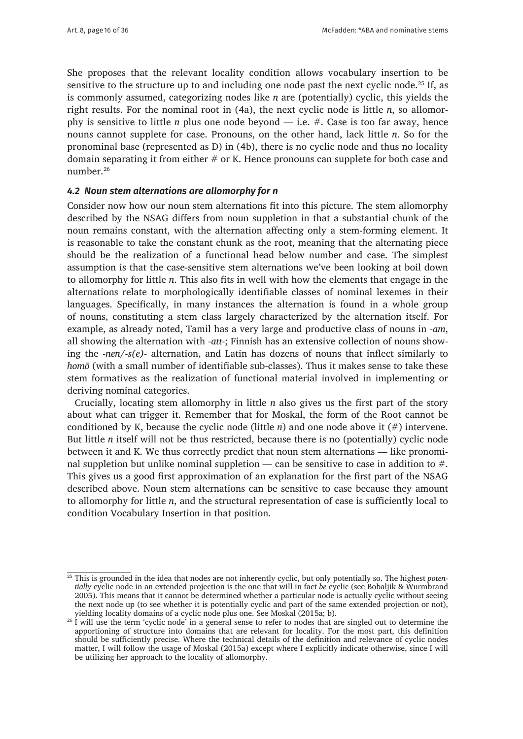She proposes that the relevant locality condition allows vocabulary insertion to be sensitive to the structure up to and including one node past the next cyclic node.[25] If, as is commonly assumed, categorizing nodes like *n* are (potentially) cyclic, this yields the right results. For the nominal root in (4a), the next cyclic node is little *n*, so allomorphy is sensitive to little *n* plus one node beyond — i.e. #. Case is too far away, hence nouns cannot supplete for case. Pronouns, on the other hand, lack little *n*. So for the pronominal base (represented as D) in (4b), there is no cyclic node and thus no locality domain separating it from either # or K. Hence pronouns can supplete for both case and number.[26]

### *4.2 Noun stem alternations are allomorphy for n*

Consider now how our noun stem alternations fit into this picture. The stem allomorphy described by the NSAG differs from noun suppletion in that a substantial chunk of the noun remains constant, with the alternation affecting only a stem-forming element. It is reasonable to take the constant chunk as the root, meaning that the alternating piece should be the realization of a functional head below number and case. The simplest assumption is that the case-sensitive stem alternations we've been looking at boil down to allomorphy for little *n*. This also fits in well with how the elements that engage in the alternations relate to morphologically identifiable classes of nominal lexemes in their languages. Specifically, in many instances the alternation is found in a whole group of nouns, constituting a stem class largely characterized by the alternation itself. For example, as already noted, Tamil has a very large and productive class of nouns in *-am*, all showing the alternation with *-att-*; Finnish has an extensive collection of nouns showing the *-nen/-s(e)-* alternation, and Latin has dozens of nouns that inflect similarly to *homō* (with a small number of identifiable sub-classes). Thus it makes sense to take these stem formatives as the realization of functional material involved in implementing or deriving nominal categories.

Crucially, locating stem allomorphy in little *n* also gives us the first part of the story about what can trigger it. Remember that for Moskal, the form of the Root cannot be conditioned by K, because the cyclic node (little *n*) and one node above it (#) intervene. But little *n* itself will not be thus restricted, because there is no (potentially) cyclic node between it and K. We thus correctly predict that noun stem alternations — like pronominal suppletion but unlike nominal suppletion — can be sensitive to case in addition to #. This gives us a good first approximation of an explanation for the first part of the NSAG described above. Noun stem alternations can be sensitive to case because they amount to allomorphy for little *n*, and the structural representation of case is sufficiently local to condition Vocabulary Insertion in that position.

---

[25] This is grounded in the idea that nodes are not inherently cyclic, but only potentially so. The highest *potentially* cyclic node in an extended projection is the one that will in fact *be* cyclic (see Bobaljik & Wurmbrand 2005). This means that it cannot be determined whether a particular node is actually cyclic without seeing the next node up (to see whether it is potentially cyclic and part of the same extended projection or not), yielding locality domains of a cyclic node plus one. See Moskal (2015a; b).

[26] I will use the term 'cyclic node' in a general sense to refer to nodes that are singled out to determine the apportioning of structure into domains that are relevant for locality. For the most part, this definition should be sufficiently precise. Where the technical details of the definition and relevance of cyclic nodes matter, I will follow the usage of Moskal (2015a) except where I explicitly indicate otherwise, since I will be utilizing her approach to the locality of allomorphy.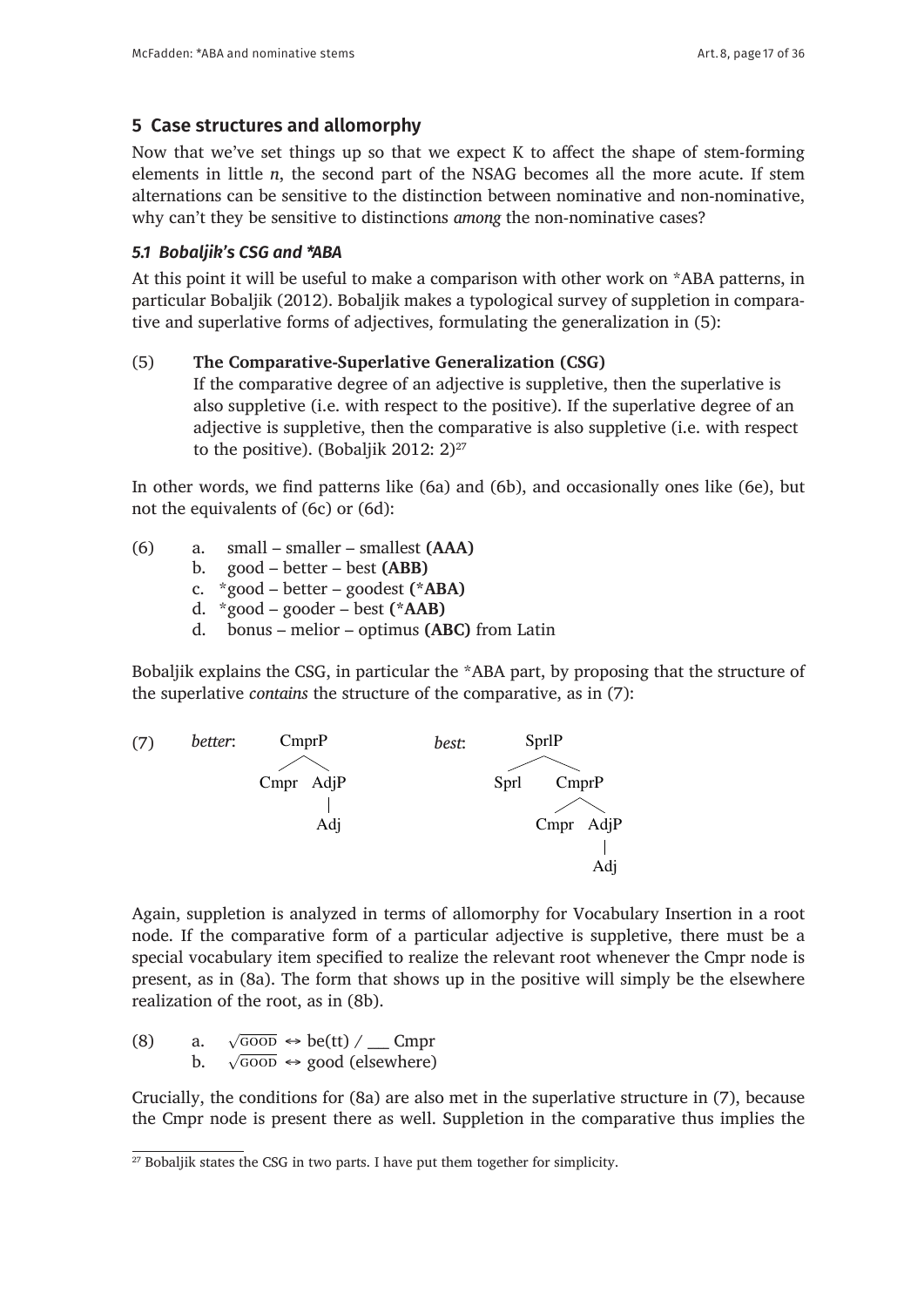## 5 Case structures and allomorphy

Now that we've set things up so that we expect K to affect the shape of stem-forming elements in little *n*, the second part of the NSAG becomes all the more acute. If stem alternations can be sensitive to the distinction between nominative and non-nominative, why can't they be sensitive to distinctions *among* the non-nominative cases?

### *5.1 Bobaljik's CSG and \*ABA*

At this point it will be useful to make a comparison with other work on *ABA patterns, in particular Bobaljik (2012). Bobaljik makes a typological survey of suppletion in comparative and superlative forms of adjectives, formulating the generalization in (5):

(5) **The Comparative-Superlative Generalization (CSG)**
If the comparative degree of an adjective is suppletive, then the superlative is also suppletive (i.e. with respect to the positive). If the superlative degree of an adjective is suppletive, then the comparative is also suppletive (i.e. with respect to the positive). (Bobaljik 2012: 2)[27]

In other words, we find patterns like (6a) and (6b), and occasionally ones like (6e), but not the equivalents of (6c) or (6d):

(6)
a. small – smaller – smallest **(AAA)**
b. good – better – best **(ABB)**
c. *good – better – goodest **(*ABA)**
d. *good – gooder – best **(*AAB)**
d. bonus – melior – optimus **(ABC)** from Latin

Bobaljik explains the CSG, in particular the *ABA part, by proposing that the structure of the superlative *contains* the structure of the comparative, as in (7):

(7) *better*: [CmprP Cmpr [AdjP Adj]]     *best*: [SprlP Sprl [CmprP Cmpr [AdjP Adj]]]

Again, suppletion is analyzed in terms of allomorphy for Vocabulary Insertion in a root node. If the comparative form of a particular adjective is suppletive, there must be a special vocabulary item specified to realize the relevant root whenever the Cmpr node is present, as in (8a). The form that shows up in the positive will simply be the elsewhere realization of the root, as in (8b).

(8)
a. $\sqrt{\text{GOOD}}$ ↔ be(tt) / ___ Cmpr
b. $\sqrt{\text{GOOD}}$ ↔ good (elsewhere)

Crucially, the conditions for (8a) are also met in the superlative structure in (7), because the Cmpr node is present there as well. Suppletion in the comparative thus implies the

[27] Bobaljik states the CSG in two parts. I have put them together for simplicity.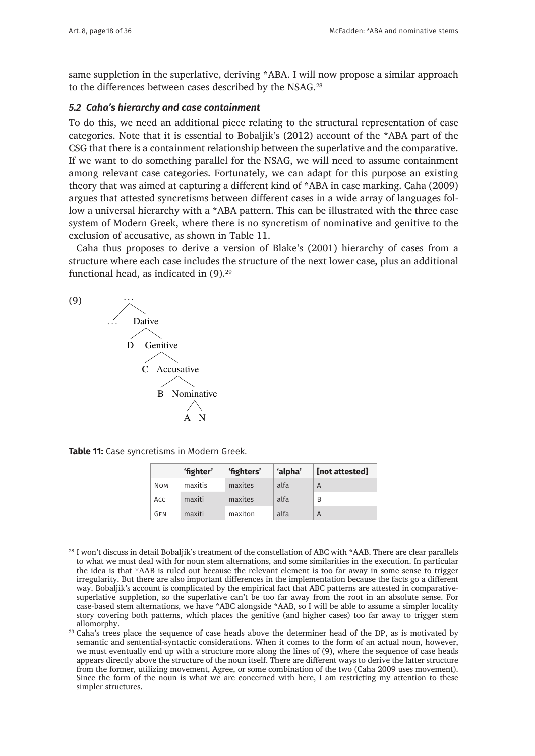same suppletion in the superlative, deriving *ABA. I will now propose a similar approach to the differences between cases described by the NSAG.[28]

### *5.2 Caha's hierarchy and case containment*

To do this, we need an additional piece relating to the structural representation of case categories. Note that it is essential to Bobaljik's (2012) account of the *ABA part of the CSG that there is a containment relationship between the superlative and the comparative. If we want to do something parallel for the NSAG, we will need to assume containment among relevant case categories. Fortunately, we can adapt for this purpose an existing theory that was aimed at capturing a different kind of *ABA in case marking. Caha (2009) argues that attested syncretisms between different cases in a wide array of languages follow a universal hierarchy with a *ABA pattern. This can be illustrated with the three case system of Modern Greek, where there is no syncretism of nominative and genitive to the exclusion of accusative, as shown in Table 11.

Caha thus proposes to derive a version of Blake's (2001) hierarchy of cases from a structure where each case includes the structure of the next lower case, plus an additional functional head, as indicated in (9).[29]

(9)

```
        ...
       /   \
     ...   Dative
           /    \
          D    Genitive
               /     \
              C    Accusative
                   /      \
                  B    Nominative
                         /   \
                        A     N
```

**Table 11:** Case syncretisms in Modern Greek.

| | 'fighter' | 'fighters' | 'alpha' | [not attested] |
|---|---|---|---|---|
| Nom | maxitis | maxites | alfa | A |
| Acc | maxiti | maxites | alfa | B |
| Gen | maxiti | maxiton | alfa | A |

[28] I won't discuss in detail Bobaljik's treatment of the constellation of ABC with *AAB. There are clear parallels to what we must deal with for noun stem alternations, and some similarities in the execution. In particular the idea is that *AAB is ruled out because the relevant element is too far away in some sense to trigger irregularity. But there are also important differences in the implementation because the facts go a different way. Bobaljik's account is complicated by the empirical fact that ABC patterns are attested in comparative-superlative suppletion, so the superlative can't be too far away from the root in an absolute sense. For case-based stem alternations, we have *ABC alongside *AAB, so I will be able to assume a simpler locality story covering both patterns, which places the genitive (and higher cases) too far away to trigger stem allomorphy.

[29] Caha's trees place the sequence of case heads above the determiner head of the DP, as is motivated by semantic and sentential-syntactic considerations. When it comes to the form of an actual noun, however, we must eventually end up with a structure more along the lines of (9), where the sequence of case heads appears directly above the structure of the noun itself. There are different ways to derive the latter structure from the former, utilizing movement, Agree, or some combination of the two (Caha 2009 uses movement). Since the form of the noun is what we are concerned with here, I am restricting my attention to these simpler structures.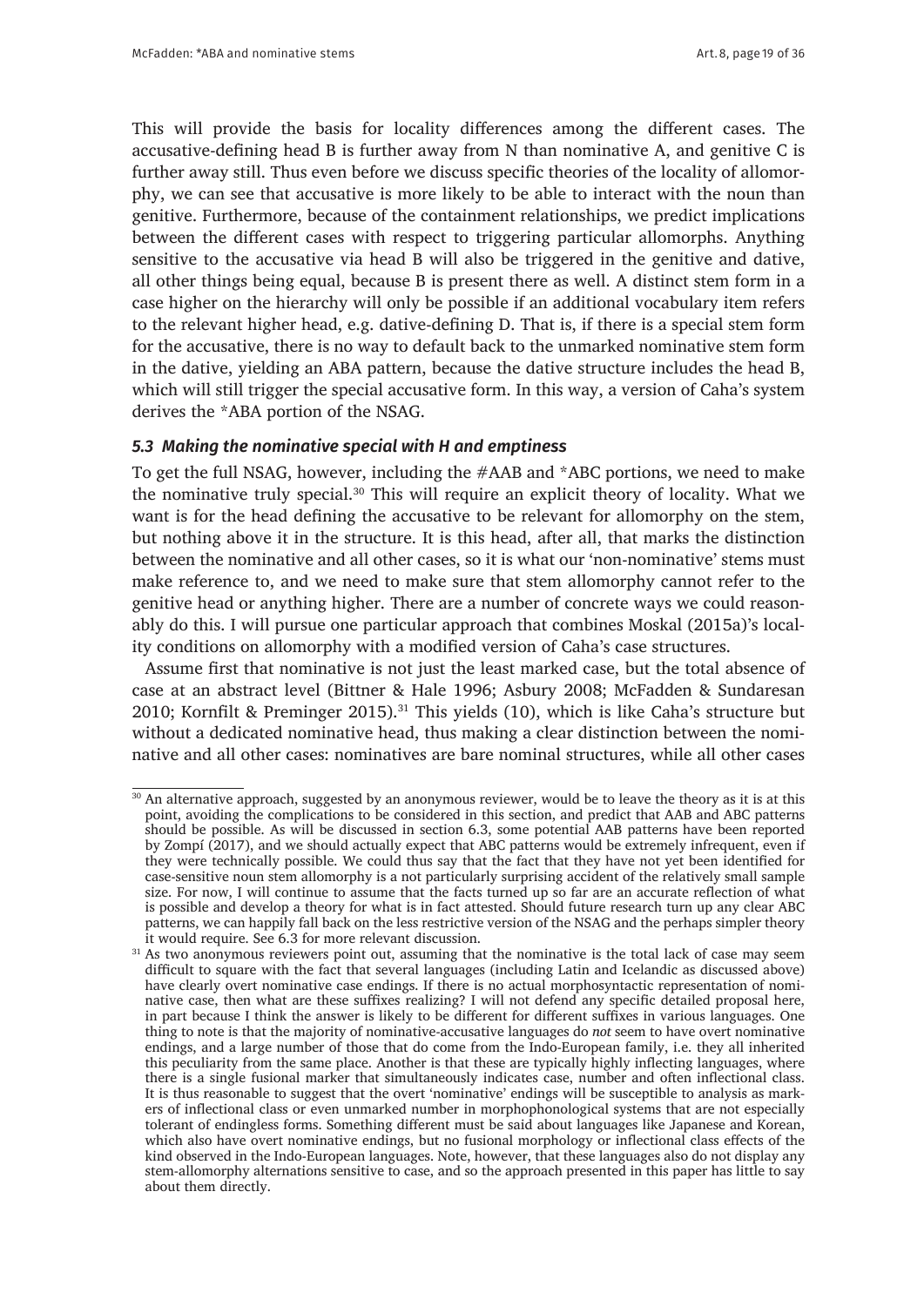This will provide the basis for locality differences among the different cases. The accusative-defining head B is further away from N than nominative A, and genitive C is further away still. Thus even before we discuss specific theories of the locality of allomorphy, we can see that accusative is more likely to be able to interact with the noun than genitive. Furthermore, because of the containment relationships, we predict implications between the different cases with respect to triggering particular allomorphs. Anything sensitive to the accusative via head B will also be triggered in the genitive and dative, all other things being equal, because B is present there as well. A distinct stem form in a case higher on the hierarchy will only be possible if an additional vocabulary item refers to the relevant higher head, e.g. dative-defining D. That is, if there is a special stem form for the accusative, there is no way to default back to the unmarked nominative stem form in the dative, yielding an ABA pattern, because the dative structure includes the head B, which will still trigger the special accusative form. In this way, a version of Caha's system derives the *ABA portion of the NSAG.

### *5.3 Making the nominative special with H and emptiness*

To get the full NSAG, however, including the #AAB and *ABC portions, we need to make the nominative truly special.[30] This will require an explicit theory of locality. What we want is for the head defining the accusative to be relevant for allomorphy on the stem, but nothing above it in the structure. It is this head, after all, that marks the distinction between the nominative and all other cases, so it is what our 'non-nominative' stems must make reference to, and we need to make sure that stem allomorphy cannot refer to the genitive head or anything higher. There are a number of concrete ways we could reasonably do this. I will pursue one particular approach that combines Moskal (2015a)'s locality conditions on allomorphy with a modified version of Caha's case structures.

Assume first that nominative is not just the least marked case, but the total absence of case at an abstract level (Bittner & Hale 1996; Asbury 2008; McFadden & Sundaresan 2010; Kornfilt & Preminger 2015).[31] This yields (10), which is like Caha's structure but without a dedicated nominative head, thus making a clear distinction between the nominative and all other cases: nominatives are bare nominal structures, while all other cases

---

[30] An alternative approach, suggested by an anonymous reviewer, would be to leave the theory as it is at this point, avoiding the complications to be considered in this section, and predict that AAB and ABC patterns should be possible. As will be discussed in section 6.3, some potential AAB patterns have been reported by Zompí (2017), and we should actually expect that ABC patterns would be extremely infrequent, even if they were technically possible. We could thus say that the fact that they have not yet been identified for case-sensitive noun stem allomorphy is a not particularly surprising accident of the relatively small sample size. For now, I will continue to assume that the facts turned up so far are an accurate reflection of what is possible and develop a theory for what is in fact attested. Should future research turn up any clear ABC patterns, we can happily fall back on the less restrictive version of the NSAG and the perhaps simpler theory it would require. See 6.3 for more relevant discussion.

[31] As two anonymous reviewers point out, assuming that the nominative is the total lack of case may seem difficult to square with the fact that several languages (including Latin and Icelandic as discussed above) have clearly overt nominative case endings. If there is no actual morphosyntactic representation of nominative case, then what are these suffixes realizing? I will not defend any specific detailed proposal here, in part because I think the answer is likely to be different for different suffixes in various languages. One thing to note is that the majority of nominative-accusative languages do *not* seem to have overt nominative endings, and a large number of those that do come from the Indo-European family, i.e. they all inherited this peculiarity from the same place. Another is that these are typically highly inflecting languages, where there is a single fusional marker that simultaneously indicates case, number and often inflectional class. It is thus reasonable to suggest that the overt 'nominative' endings will be susceptible to analysis as markers of inflectional class or even unmarked number in morphophonological systems that are not especially tolerant of endingless forms. Something different must be said about languages like Japanese and Korean, which also have overt nominative endings, but no fusional morphology or inflectional class effects of the kind observed in the Indo-European languages. Note, however, that these languages also do not display any stem-allomorphy alternations sensitive to case, and so the approach presented in this paper has little to say about them directly.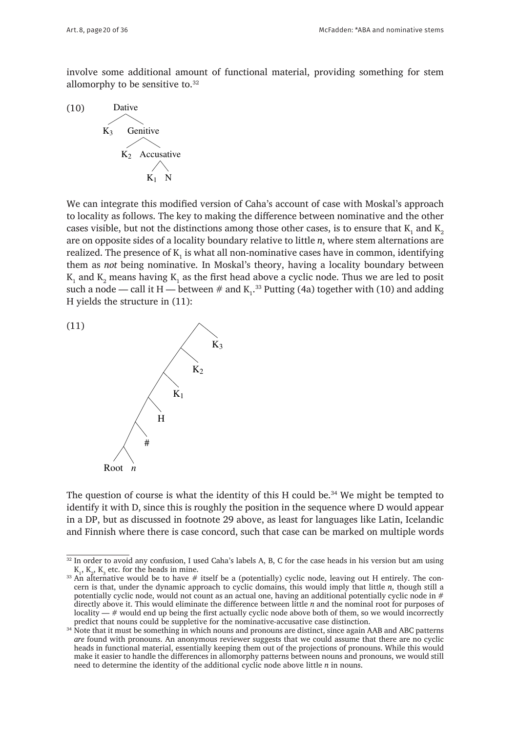involve some additional amount of functional material, providing something for stem allomorphy to be sensitive to.[32]

(10)
```
        Dative
       /      \
     K3     Genitive
            /      \
          K2     Accusative
                  /     \
                K1       N
```

We can integrate this modified version of Caha's account of case with Moskal's approach to locality as follows. The key to making the difference between nominative and the other cases visible, but not the distinctions among those other cases, is to ensure that $K_1$ and $K_2$ are on opposite sides of a locality boundary relative to little *n*, where stem alternations are realized. The presence of $K_1$ is what all non-nominative cases have in common, identifying them as *not* being nominative. In Moskal's theory, having a locality boundary between $K_1$ and $K_2$ means having $K_1$ as the first head above a cyclic node. Thus we are led to posit such a node — call it H — between # and $K_1$.[33] Putting (4a) together with (10) and adding H yields the structure in (11):

(11)
```
                    /\
                   /  K3
                  /\
                 /  K2
                /\
               /  K1
              /\
             /  H
            /\
           /  #
          /\
      Root  n
```

The question of course is what the identity of this H could be.[34] We might be tempted to identify it with D, since this is roughly the position in the sequence where D would appear in a DP, but as discussed in footnote 29 above, as least for languages like Latin, Icelandic and Finnish where there is case concord, such that case can be marked on multiple words

---

[32] In order to avoid any confusion, I used Caha's labels A, B, C for the case heads in his version but am using $K_1$, $K_2$, $K_3$ etc. for the heads in mine.

[33] An alternative would be to have # itself be a (potentially) cyclic node, leaving out H entirely. The concern is that, under the dynamic approach to cyclic domains, this would imply that little *n*, though still a potentially cyclic node, would not count as an actual one, having an additional potentially cyclic node in # directly above it. This would eliminate the difference between little *n* and the nominal root for purposes of locality — # would end up being the first actually cyclic node above both of them, so we would incorrectly predict that nouns could be suppletive for the nominative-accusative case distinction.

[34] Note that it must be something in which nouns and pronouns are distinct, since again AAB and ABC patterns *are* found with pronouns. An anonymous reviewer suggests that we could assume that there are no cyclic heads in functional material, essentially keeping them out of the projections of pronouns. While this would make it easier to handle the differences in allomorphy patterns between nouns and pronouns, we would still need to determine the identity of the additional cyclic node above little *n* in nouns.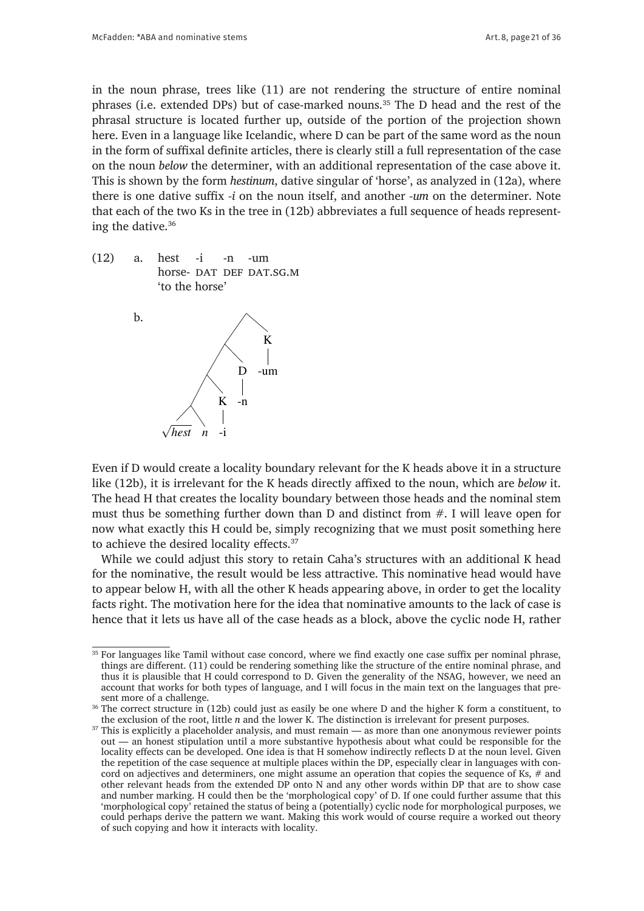in the noun phrase, trees like (11) are not rendering the structure of entire nominal phrases (i.e. extended DPs) but of case-marked nouns.[35] The D head and the rest of the phrasal structure is located further up, outside of the portion of the projection shown here. Even in a language like Icelandic, where D can be part of the same word as the noun in the form of suffixal definite articles, there is clearly still a full representation of the case on the noun *below* the determiner, with an additional representation of the case above it. This is shown by the form *hestinum*, dative singular of 'horse', as analyzed in (12a), where there is one dative suffix *-i* on the noun itself, and another *-um* on the determiner. Note that each of the two Ks in the tree in (12b) abbreviates a full sequence of heads representing the dative.[36]

(12) a. hest -i -n -um
horse- DAT DEF DAT.SG.M
'to the horse'

b.

```
            /\
           /  K
          /   |
         /\  -um
        /  D
       /   |
      /\  -n
     /  K
    /   |
   /\  -i
√hest n
```

Even if D would create a locality boundary relevant for the K heads above it in a structure like (12b), it is irrelevant for the K heads directly affixed to the noun, which are *below* it. The head H that creates the locality boundary between those heads and the nominal stem must thus be something further down than D and distinct from #. I will leave open for now what exactly this H could be, simply recognizing that we must posit something here to achieve the desired locality effects.[37]

While we could adjust this story to retain Caha's structures with an additional K head for the nominative, the result would be less attractive. This nominative head would have to appear below H, with all the other K heads appearing above, in order to get the locality facts right. The motivation here for the idea that nominative amounts to the lack of case is hence that it lets us have all of the case heads as a block, above the cyclic node H, rather

[35] For languages like Tamil without case concord, where we find exactly one case suffix per nominal phrase, things are different. (11) could be rendering something like the structure of the entire nominal phrase, and thus it is plausible that H could correspond to D. Given the generality of the NSAG, however, we need an account that works for both types of language, and I will focus in the main text on the languages that present more of a challenge.

[36] The correct structure in (12b) could just as easily be one where D and the higher K form a constituent, to the exclusion of the root, little *n* and the lower K. The distinction is irrelevant for present purposes.

[37] This is explicitly a placeholder analysis, and must remain — as more than one anonymous reviewer points out — an honest stipulation until a more substantive hypothesis about what could be responsible for the locality effects can be developed. One idea is that H somehow indirectly reflects D at the noun level. Given the repetition of the case sequence at multiple places within the DP, especially clear in languages with concord on adjectives and determiners, one might assume an operation that copies the sequence of Ks, # and other relevant heads from the extended DP onto N and any other words within DP that are to show case and number marking. H could then be the 'morphological copy' of D. If one could further assume that this 'morphological copy' retained the status of being a (potentially) cyclic node for morphological purposes, we could perhaps derive the pattern we want. Making this work would of course require a worked out theory of such copying and how it interacts with locality.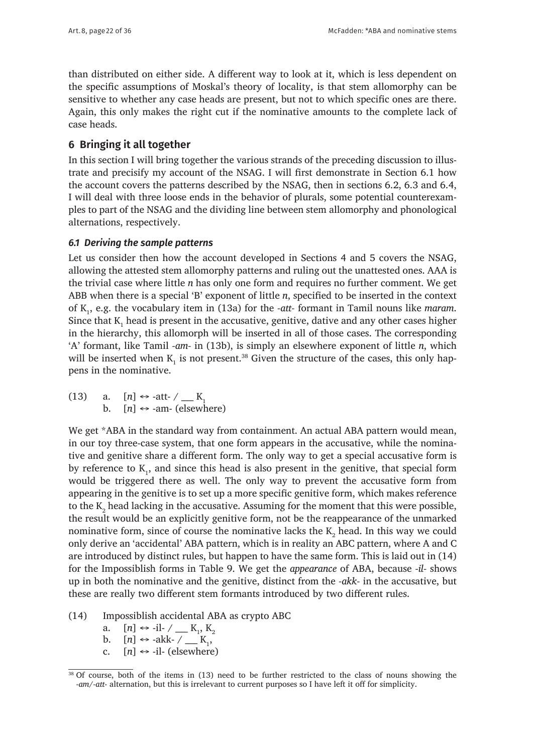than distributed on either side. A different way to look at it, which is less dependent on the specific assumptions of Moskal's theory of locality, is that stem allomorphy can be sensitive to whether any case heads are present, but not to which specific ones are there. Again, this only makes the right cut if the nominative amounts to the complete lack of case heads.

## 6 Bringing it all together

In this section I will bring together the various strands of the preceding discussion to illustrate and precisify my account of the NSAG. I will first demonstrate in Section 6.1 how the account covers the patterns described by the NSAG, then in sections 6.2, 6.3 and 6.4, I will deal with three loose ends in the behavior of plurals, some potential counterexamples to part of the NSAG and the dividing line between stem allomorphy and phonological alternations, respectively.

### *6.1 Deriving the sample patterns*

Let us consider then how the account developed in Sections 4 and 5 covers the NSAG, allowing the attested stem allomorphy patterns and ruling out the unattested ones. AAA is the trivial case where little *n* has only one form and requires no further comment. We get ABB when there is a special 'B' exponent of little *n*, specified to be inserted in the context of $K_1$, e.g. the vocabulary item in (13a) for the *-att-* formant in Tamil nouns like *maram*. Since that $K_1$ head is present in the accusative, genitive, dative and any other cases higher in the hierarchy, this allomorph will be inserted in all of those cases. The corresponding 'A' formant, like Tamil *-am-* in (13b), is simply an elsewhere exponent of little *n*, which will be inserted when $K_1$ is not present.[38] Given the structure of the cases, this only happens in the nominative.

(13) a. [*n*] ↔ -att- / ___ $K_1$
b. [*n*] ↔ -am- (elsewhere)

We get *ABA in the standard way from containment. An actual ABA pattern would mean, in our toy three-case system, that one form appears in the accusative, while the nominative and genitive share a different form. The only way to get a special accusative form is by reference to $K_1$, and since this head is also present in the genitive, that special form would be triggered there as well. The only way to prevent the accusative form from appearing in the genitive is to set up a more specific genitive form, which makes reference to the $K_2$ head lacking in the accusative. Assuming for the moment that this were possible, the result would be an explicitly genitive form, not be the reappearance of the unmarked nominative form, since of course the nominative lacks the $K_2$ head. In this way we could only derive an 'accidental' ABA pattern, which is in reality an ABC pattern, where A and C are introduced by distinct rules, but happen to have the same form. This is laid out in (14) for the Impossiblish forms in Table 9. We get the *appearance* of ABA, because *-il-* shows up in both the nominative and the genitive, distinct from the *-akk-* in the accusative, but these are really two different stem formants introduced by two different rules.

(14) Impossiblish accidental ABA as crypto ABC
a. [*n*] ↔ -il- / ___ $K_1$, $K_2$
b. [*n*] ↔ -akk- / ___ $K_1$,
c. [*n*] ↔ -il- (elsewhere)

[38] Of course, both of the items in (13) need to be further restricted to the class of nouns showing the *-am/-att-* alternation, but this is irrelevant to current purposes so I have left it off for simplicity.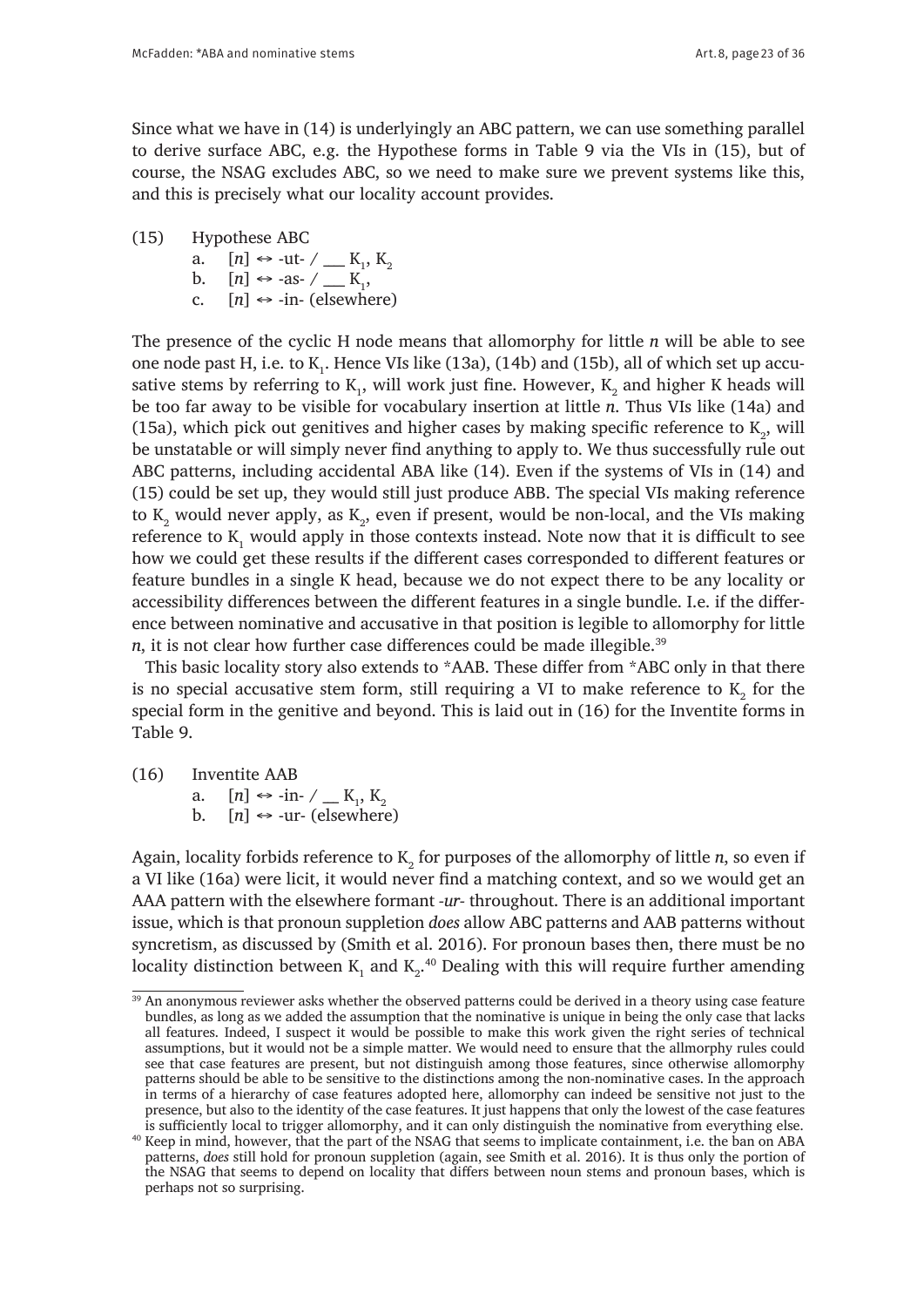Since what we have in (14) is underlyingly an ABC pattern, we can use something parallel to derive surface ABC, e.g. the Hypothese forms in Table 9 via the VIs in (15), but of course, the NSAG excludes ABC, so we need to make sure we prevent systems like this, and this is precisely what our locality account provides.

(15) Hypothese ABC

a. [*n*] ⇔ -ut- / __ $K_1$, $K_2$

b. [*n*] ⇔ -as- / __ $K_1$,

c. [*n*] ⇔ -in- (elsewhere)

The presence of the cyclic H node means that allomorphy for little *n* will be able to see one node past H, i.e. to $K_1$. Hence VIs like (13a), (14b) and (15b), all of which set up accusative stems by referring to $K_1$, will work just fine. However, $K_2$ and higher K heads will be too far away to be visible for vocabulary insertion at little *n*. Thus VIs like (14a) and (15a), which pick out genitives and higher cases by making specific reference to $K_2$, will be unstatable or will simply never find anything to apply to. We thus successfully rule out ABC patterns, including accidental ABA like (14). Even if the systems of VIs in (14) and (15) could be set up, they would still just produce ABB. The special VIs making reference to $K_2$ would never apply, as $K_2$, even if present, would be non-local, and the VIs making reference to $K_1$ would apply in those contexts instead. Note now that it is difficult to see how we could get these results if the different cases corresponded to different features or feature bundles in a single K head, because we do not expect there to be any locality or accessibility differences between the different features in a single bundle. I.e. if the difference between nominative and accusative in that position is legible to allomorphy for little *n*, it is not clear how further case differences could be made illegible.[39]

This basic locality story also extends to *AAB. These differ from *ABC only in that there is no special accusative stem form, still requiring a VI to make reference to $K_2$ for the special form in the genitive and beyond. This is laid out in (16) for the Inventite forms in Table 9.

(16) Inventite AAB

a. [*n*] ⇔ -in- / __ $K_1$, $K_2$

b. [*n*] ⇔ -ur- (elsewhere)

Again, locality forbids reference to $K_2$ for purposes of the allomorphy of little *n*, so even if a VI like (16a) were licit, it would never find a matching context, and so we would get an AAA pattern with the elsewhere formant *-ur-* throughout. There is an additional important issue, which is that pronoun suppletion *does* allow ABC patterns and AAB patterns without syncretism, as discussed by (Smith et al. 2016). For pronoun bases then, there must be no locality distinction between $K_1$ and $K_2$.[40] Dealing with this will require further amending

[39] An anonymous reviewer asks whether the observed patterns could be derived in a theory using case feature bundles, as long as we added the assumption that the nominative is unique in being the only case that lacks all features. Indeed, I suspect it would be possible to make this work given the right series of technical assumptions, but it would not be a simple matter. We would need to ensure that the allmorphy rules could see that case features are present, but not distinguish among those features, since otherwise allomorphy patterns should be able to be sensitive to the distinctions among the non-nominative cases. In the approach in terms of a hierarchy of case features adopted here, allomorphy can indeed be sensitive not just to the presence, but also to the identity of the case features. It just happens that only the lowest of the case features is sufficiently local to trigger allomorphy, and it can only distinguish the nominative from everything else.

[40] Keep in mind, however, that the part of the NSAG that seems to implicate containment, i.e. the ban on ABA patterns, *does* still hold for pronoun suppletion (again, see Smith et al. 2016). It is thus only the portion of the NSAG that seems to depend on locality that differs between noun stems and pronoun bases, which is perhaps not so surprising.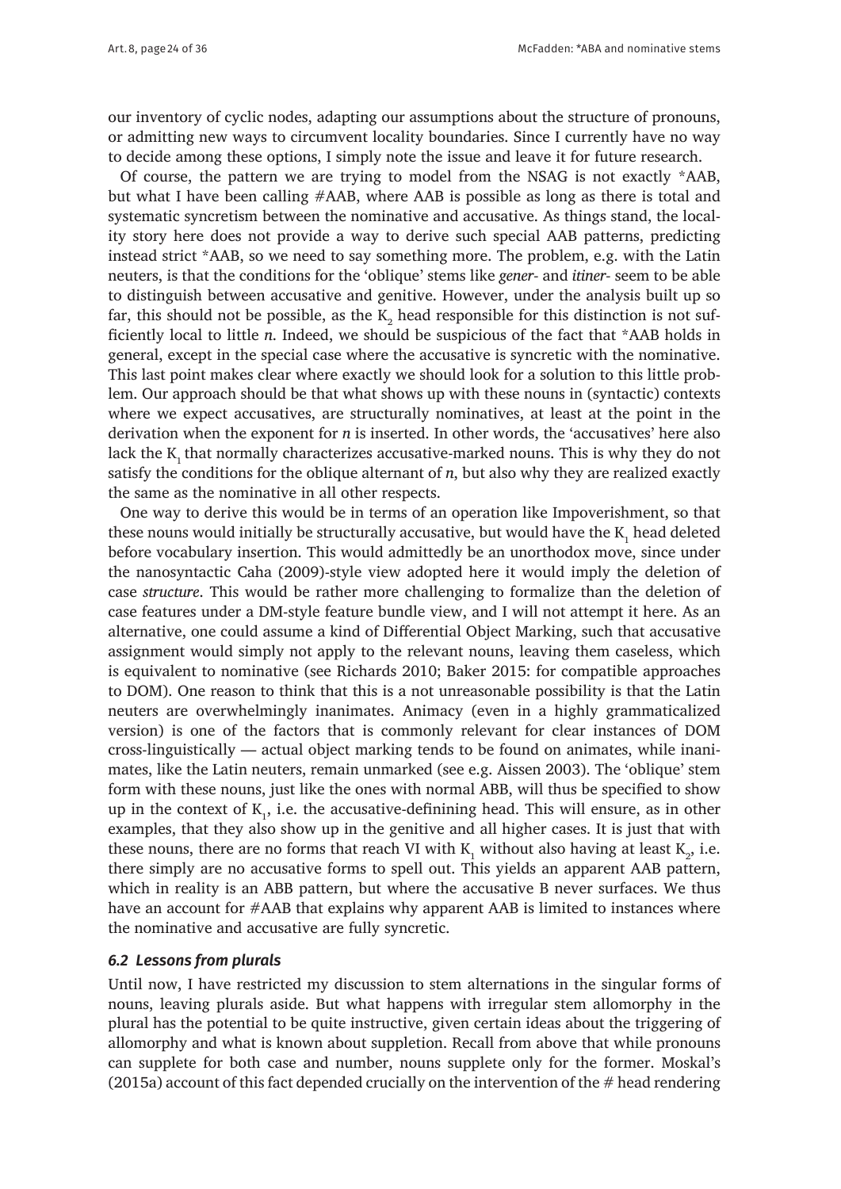our inventory of cyclic nodes, adapting our assumptions about the structure of pronouns, or admitting new ways to circumvent locality boundaries. Since I currently have no way to decide among these options, I simply note the issue and leave it for future research.

Of course, the pattern we are trying to model from the NSAG is not exactly *AAB, but what I have been calling #AAB, where AAB is possible as long as there is total and systematic syncretism between the nominative and accusative. As things stand, the locality story here does not provide a way to derive such special AAB patterns, predicting instead strict *AAB, so we need to say something more. The problem, e.g. with the Latin neuters, is that the conditions for the 'oblique' stems like *gener-* and *itiner-* seem to be able to distinguish between accusative and genitive. However, under the analysis built up so far, this should not be possible, as the $K_2$ head responsible for this distinction is not sufficiently local to little *n*. Indeed, we should be suspicious of the fact that *AAB holds in general, except in the special case where the accusative is syncretic with the nominative. This last point makes clear where exactly we should look for a solution to this little problem. Our approach should be that what shows up with these nouns in (syntactic) contexts where we expect accusatives, are structurally nominatives, at least at the point in the derivation when the exponent for ***n*** is inserted. In other words, the 'accusatives' here also lack the $K_1$ that normally characterizes accusative-marked nouns. This is why they do not satisfy the conditions for the oblique alternant of ***n***, but also why they are realized exactly the same as the nominative in all other respects.

One way to derive this would be in terms of an operation like Impoverishment, so that these nouns would initially be structurally accusative, but would have the $K_1$ head deleted before vocabulary insertion. This would admittedly be an unorthodox move, since under the nanosyntactic Caha (2009)-style view adopted here it would imply the deletion of case ***structure***. This would be rather more challenging to formalize than the deletion of case features under a DM-style feature bundle view, and I will not attempt it here. As an alternative, one could assume a kind of Differential Object Marking, such that accusative assignment would simply not apply to the relevant nouns, leaving them caseless, which is equivalent to nominative (see Richards 2010; Baker 2015: for compatible approaches to DOM). One reason to think that this is a not unreasonable possibility is that the Latin neuters are overwhelmingly inanimates. Animacy (even in a highly grammaticalized version) is one of the factors that is commonly relevant for clear instances of DOM cross-linguistically — actual object marking tends to be found on animates, while inanimates, like the Latin neuters, remain unmarked (see e.g. Aissen 2003). The 'oblique' stem form with these nouns, just like the ones with normal ABB, will thus be specified to show up in the context of $K_1$, i.e. the accusative-definining head. This will ensure, as in other examples, that they also show up in the genitive and all higher cases. It is just that with these nouns, there are no forms that reach VI with $K_1$ without also having at least $K_2$, i.e. there simply are no accusative forms to spell out. This yields an apparent AAB pattern, which in reality is an ABB pattern, but where the accusative B never surfaces. We thus have an account for #AAB that explains why apparent AAB is limited to instances where the nominative and accusative are fully syncretic.

### *6.2 Lessons from plurals*

Until now, I have restricted my discussion to stem alternations in the singular forms of nouns, leaving plurals aside. But what happens with irregular stem allomorphy in the plural has the potential to be quite instructive, given certain ideas about the triggering of allomorphy and what is known about suppletion. Recall from above that while pronouns can supplete for both case and number, nouns supplete only for the former. Moskal's (2015a) account of this fact depended crucially on the intervention of the # head rendering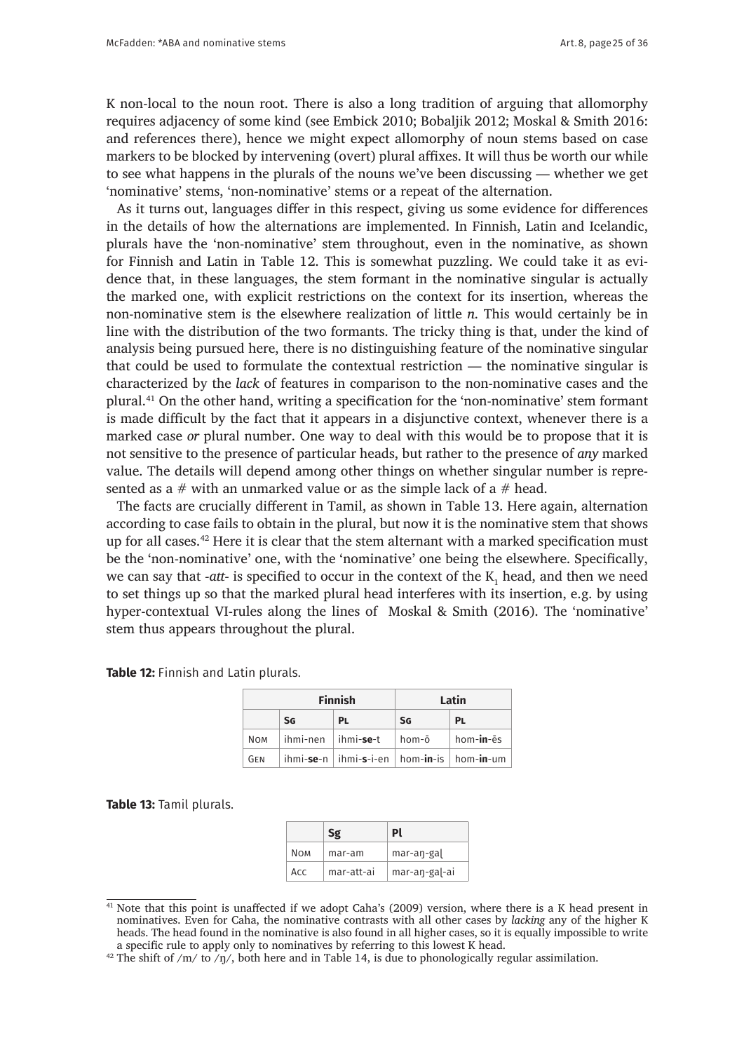K non-local to the noun root. There is also a long tradition of arguing that allomorphy requires adjacency of some kind (see Embick 2010; Bobaljik 2012; Moskal & Smith 2016: and references there), hence we might expect allomorphy of noun stems based on case markers to be blocked by intervening (overt) plural affixes. It will thus be worth our while to see what happens in the plurals of the nouns we've been discussing — whether we get 'nominative' stems, 'non-nominative' stems or a repeat of the alternation.

As it turns out, languages differ in this respect, giving us some evidence for differences in the details of how the alternations are implemented. In Finnish, Latin and Icelandic, plurals have the 'non-nominative' stem throughout, even in the nominative, as shown for Finnish and Latin in Table 12. This is somewhat puzzling. We could take it as evidence that, in these languages, the stem formant in the nominative singular is actually the marked one, with explicit restrictions on the context for its insertion, whereas the non-nominative stem is the elsewhere realization of little *n*. This would certainly be in line with the distribution of the two formants. The tricky thing is that, under the kind of analysis being pursued here, there is no distinguishing feature of the nominative singular that could be used to formulate the contextual restriction — the nominative singular is characterized by the *lack* of features in comparison to the non-nominative cases and the plural.[41] On the other hand, writing a specification for the 'non-nominative' stem formant is made difficult by the fact that it appears in a disjunctive context, whenever there is a marked case *or* plural number. One way to deal with this would be to propose that it is not sensitive to the presence of particular heads, but rather to the presence of *any* marked value. The details will depend among other things on whether singular number is represented as a # with an unmarked value or as the simple lack of a # head.

The facts are crucially different in Tamil, as shown in Table 13. Here again, alternation according to case fails to obtain in the plural, but now it is the nominative stem that shows up for all cases.[42] Here it is clear that the stem alternant with a marked specification must be the 'non-nominative' one, with the 'nominative' one being the elsewhere. Specifically, we can say that *-att-* is specified to occur in the context of the $K_1$ head, and then we need to set things up so that the marked plural head interferes with its insertion, e.g. by using hyper-contextual VI-rules along the lines of Moskal & Smith (2016). The 'nominative' stem thus appears throughout the plural.

**Table 12:** Finnish and Latin plurals.

| | Finnish | | Latin | |
|---|---|---|---|---|
| | Sg | Pl | Sg | Pl |
| Nom | ihmi-nen | ihmi-**se**-t | hom-ō | hom-**in**-ēs |
| Gen | ihmi-**se**-n | ihmi-**s**-i-en | hom-**in**-is | hom-**in**-um |

**Table 13:** Tamil plurals.

| | Sg | Pl |
|---|---|---|
| Nom | mar-am | mar-aŋ-gaḷ |
| Acc | mar-att-ai | mar-aŋ-gaḷ-ai |

[41] Note that this point is unaffected if we adopt Caha's (2009) version, where there is a K head present in nominatives. Even for Caha, the nominative contrasts with all other cases by *lacking* any of the higher K heads. The head found in the nominative is also found in all higher cases, so it is equally impossible to write a specific rule to apply only to nominatives by referring to this lowest K head.

[42] The shift of /m/ to /ŋ/, both here and in Table 14, is due to phonologically regular assimilation.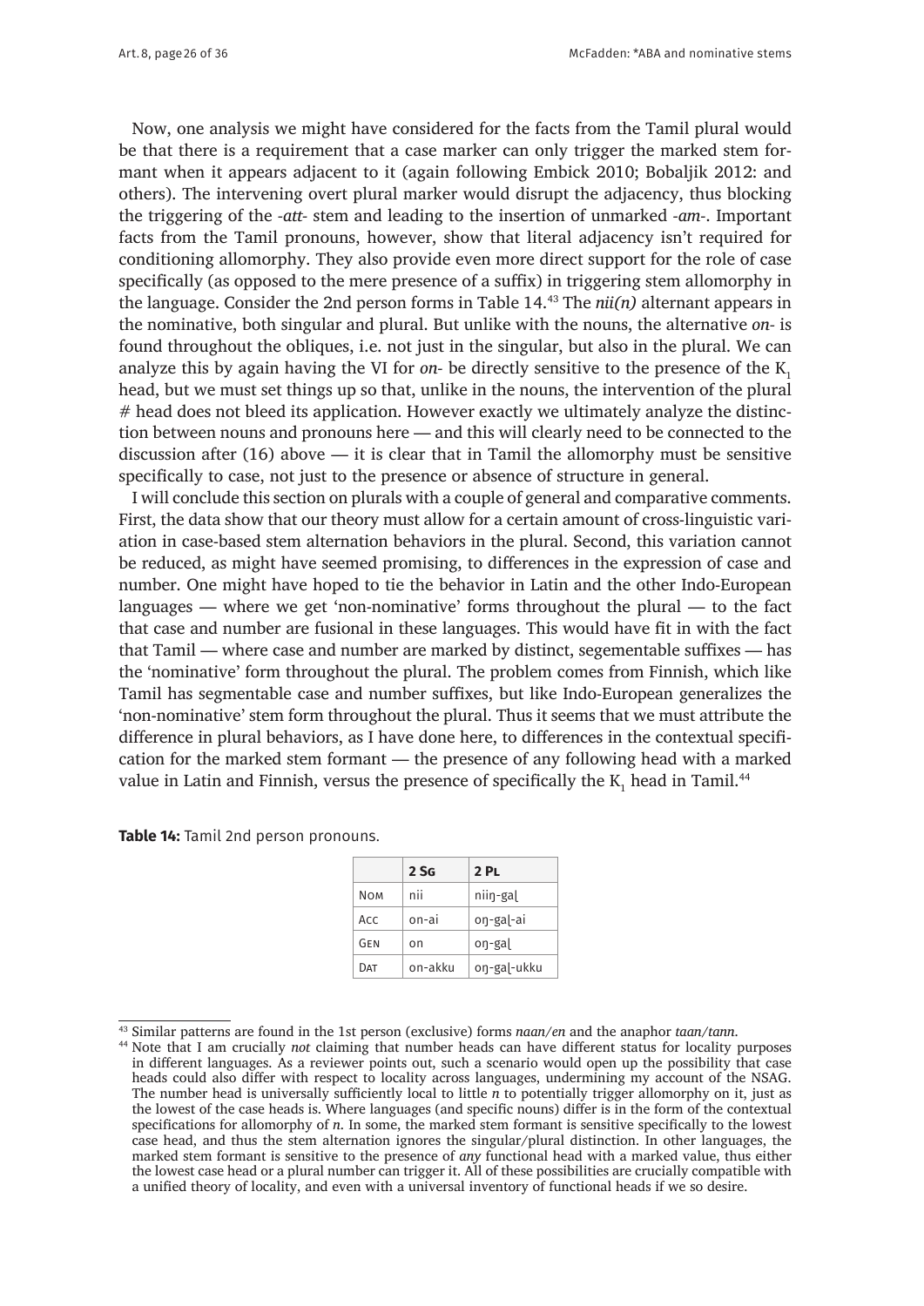Now, one analysis we might have considered for the facts from the Tamil plural would be that there is a requirement that a case marker can only trigger the marked stem formant when it appears adjacent to it (again following Embick 2010; Bobaljik 2012: and others). The intervening overt plural marker would disrupt the adjacency, thus blocking the triggering of the *-att-* stem and leading to the insertion of unmarked *-am-*. Important facts from the Tamil pronouns, however, show that literal adjacency isn't required for conditioning allomorphy. They also provide even more direct support for the role of case specifically (as opposed to the mere presence of a suffix) in triggering stem allomorphy in the language. Consider the 2nd person forms in Table 14.[43] The *nii(n)* alternant appears in the nominative, both singular and plural. But unlike with the nouns, the alternative *on-* is found throughout the obliques, i.e. not just in the singular, but also in the plural. We can analyze this by again having the VI for *on-* be directly sensitive to the presence of the $K_1$ head, but we must set things up so that, unlike in the nouns, the intervention of the plural # head does not bleed its application. However exactly we ultimately analyze the distinction between nouns and pronouns here — and this will clearly need to be connected to the discussion after (16) above — it is clear that in Tamil the allomorphy must be sensitive specifically to case, not just to the presence or absence of structure in general.

I will conclude this section on plurals with a couple of general and comparative comments. First, the data show that our theory must allow for a certain amount of cross-linguistic variation in case-based stem alternation behaviors in the plural. Second, this variation cannot be reduced, as might have seemed promising, to differences in the expression of case and number. One might have hoped to tie the behavior in Latin and the other Indo-European languages — where we get 'non-nominative' forms throughout the plural — to the fact that case and number are fusional in these languages. This would have fit in with the fact that Tamil — where case and number are marked by distinct, segementable suffixes — has the 'nominative' form throughout the plural. The problem comes from Finnish, which like Tamil has segmentable case and number suffixes, but like Indo-European generalizes the 'non-nominative' stem form throughout the plural. Thus it seems that we must attribute the difference in plural behaviors, as I have done here, to differences in the contextual specification for the marked stem formant — the presence of any following head with a marked value in Latin and Finnish, versus the presence of specifically the $K_1$ head in Tamil.[44]

**Table 14:** Tamil 2nd person pronouns.

| | 2 Sg | 2 Pl |
|---|---|---|
| Nom | nii | niiŋ-gaḷ |
| Acc | on-ai | oŋ-gaḷ-ai |
| Gen | on | oŋ-gaḷ |
| Dat | on-akku | oŋ-gaḷ-ukku |

[43] Similar patterns are found in the 1st person (exclusive) forms *naan/en* and the anaphor *taan/tann*.

[44] Note that I am crucially *not* claiming that number heads can have different status for locality purposes in different languages. As a reviewer points out, such a scenario would open up the possibility that case heads could also differ with respect to locality across languages, undermining my account of the NSAG. The number head is universally sufficiently local to little *n* to potentially trigger allomorphy on it, just as the lowest of the case heads is. Where languages (and specific nouns) differ is in the form of the contextual specifications for allomorphy of *n*. In some, the marked stem formant is sensitive specifically to the lowest case head, and thus the stem alternation ignores the singular/plural distinction. In other languages, the marked stem formant is sensitive to the presence of *any* functional head with a marked value, thus either the lowest case head or a plural number can trigger it. All of these possibilities are crucially compatible with a unified theory of locality, and even with a universal inventory of functional heads if we so desire.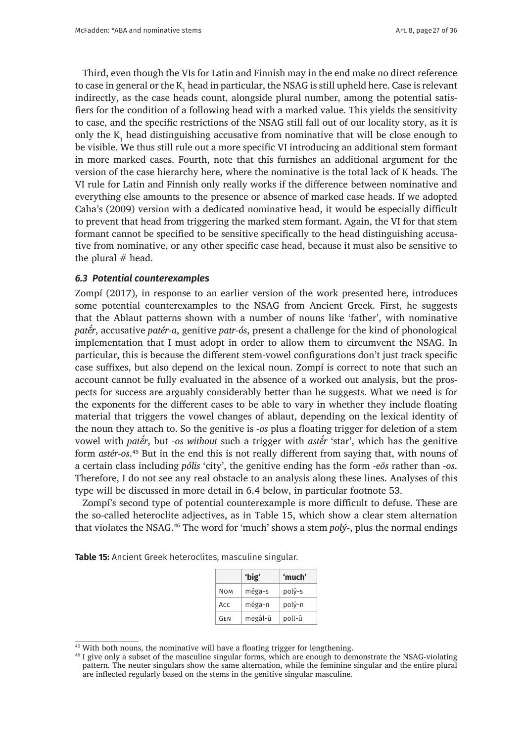Third, even though the VIs for Latin and Finnish may in the end make no direct reference to case in general or the $K_1$ head in particular, the NSAG is still upheld here. Case is relevant indirectly, as the case heads count, alongside plural number, among the potential satisfiers for the condition of a following head with a marked value. This yields the sensitivity to case, and the specific restrictions of the NSAG still fall out of our locality story, as it is only the $K_1$ head distinguishing accusative from nominative that will be close enough to be visible. We thus still rule out a more specific VI introducing an additional stem formant in more marked cases. Fourth, note that this furnishes an additional argument for the version of the case hierarchy here, where the nominative is the total lack of K heads. The VI rule for Latin and Finnish only really works if the difference between nominative and everything else amounts to the presence or absence of marked case heads. If we adopted Caha's (2009) version with a dedicated nominative head, it would be especially difficult to prevent that head from triggering the marked stem formant. Again, the VI for that stem formant cannot be specified to be sensitive specifically to the head distinguishing accusative from nominative, or any other specific case head, because it must also be sensitive to the plural # head.

### *6.3 Potential counterexamples*

Zompí (2017), in response to an earlier version of the work presented here, introduces some potential counterexamples to the NSAG from Ancient Greek. First, he suggests that the Ablaut patterns shown with a number of nouns like 'father', with nominative *patḗr*, accusative *patér-a*, genitive *patr-ós*, present a challenge for the kind of phonological implementation that I must adopt in order to allow them to circumvent the NSAG. In particular, this is because the different stem-vowel configurations don't just track specific case suffixes, but also depend on the lexical noun. Zompí is correct to note that such an account cannot be fully evaluated in the absence of a worked out analysis, but the prospects for success are arguably considerably better than he suggests. What we need is for the exponents for the different cases to be able to vary in whether they include floating material that triggers the vowel changes of ablaut, depending on the lexical identity of the noun they attach to. So the genitive is *-os* plus a floating trigger for deletion of a stem vowel with *patḗr*, but *-os without* such a trigger with *astḗr* 'star', which has the genitive form *astér-os*.[45] But in the end this is not really different from saying that, with nouns of a certain class including *pólis* 'city', the genitive ending has the form *-eōs* rather than *-os*. Therefore, I do not see any real obstacle to an analysis along these lines. Analyses of this type will be discussed in more detail in 6.4 below, in particular footnote 53.

Zompí's second type of potential counterexample is more difficult to defuse. These are the so-called heteroclite adjectives, as in Table 15, which show a clear stem alternation that violates the NSAG.[46] The word for 'much' shows a stem *polý-*, plus the normal endings

**Table 15:** Ancient Greek heteroclites, masculine singular.

| | 'big' | 'much' |
|---|---|---|
| NOM | méga-s | polý-s |
| ACC | méga-n | polý-n |
| GEN | megál-ū | poll-û |

[45] With both nouns, the nominative will have a floating trigger for lengthening.

[46] I give only a subset of the masculine singular forms, which are enough to demonstrate the NSAG-violating pattern. The neuter singulars show the same alternation, while the feminine singular and the entire plural are inflected regularly based on the stems in the genitive singular masculine.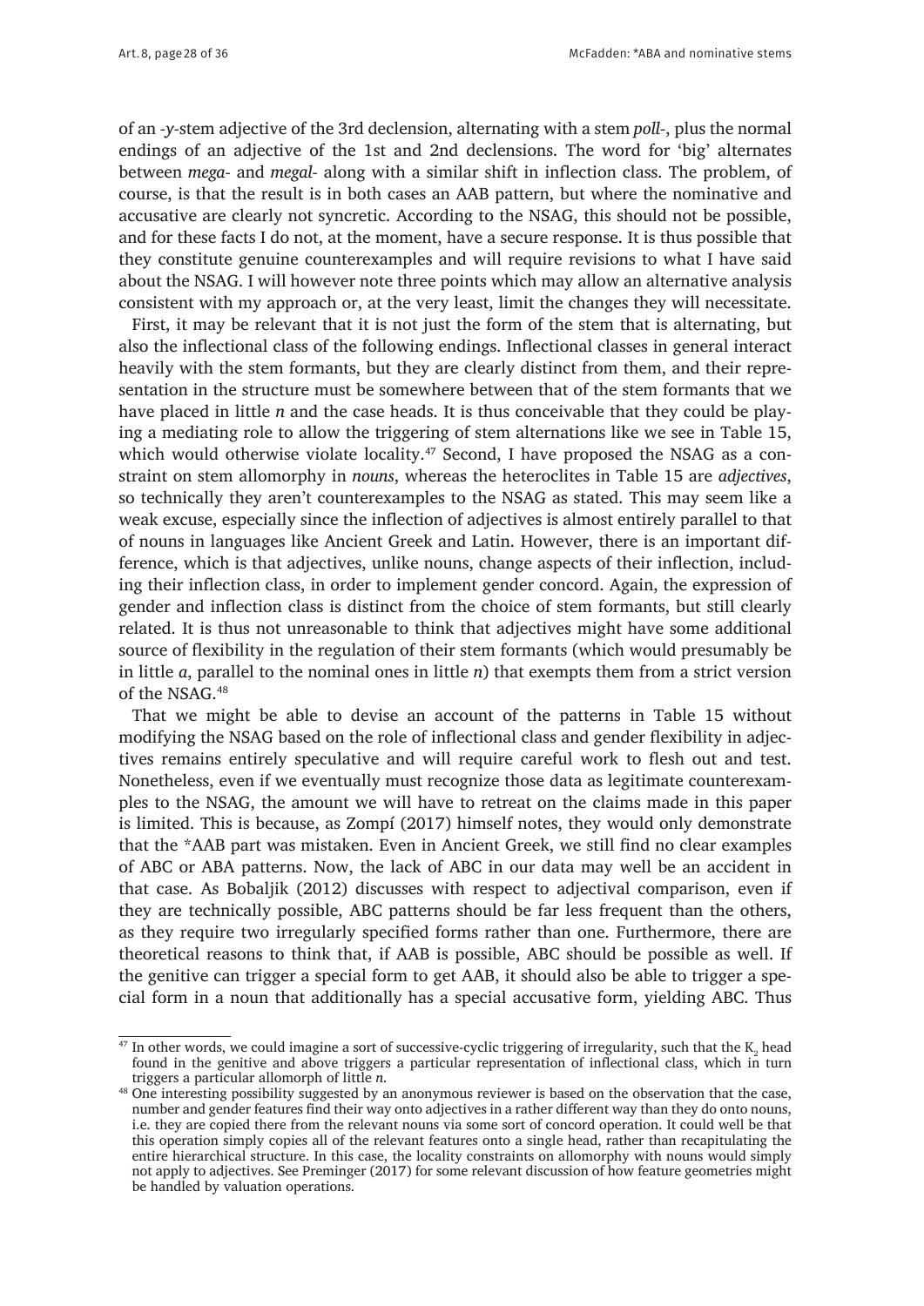of an *-y*-stem adjective of the 3rd declension, alternating with a stem *poll-*, plus the normal endings of an adjective of the 1st and 2nd declensions. The word for 'big' alternates between *mega-* and *megal-* along with a similar shift in inflection class. The problem, of course, is that the result is in both cases an AAB pattern, but where the nominative and accusative are clearly not syncretic. According to the NSAG, this should not be possible, and for these facts I do not, at the moment, have a secure response. It is thus possible that they constitute genuine counterexamples and will require revisions to what I have said about the NSAG. I will however note three points which may allow an alternative analysis consistent with my approach or, at the very least, limit the changes they will necessitate.

First, it may be relevant that it is not just the form of the stem that is alternating, but also the inflectional class of the following endings. Inflectional classes in general interact heavily with the stem formants, but they are clearly distinct from them, and their representation in the structure must be somewhere between that of the stem formants that we have placed in little *n* and the case heads. It is thus conceivable that they could be playing a mediating role to allow the triggering of stem alternations like we see in Table 15, which would otherwise violate locality.[47] Second, I have proposed the NSAG as a constraint on stem allomorphy in *nouns*, whereas the heteroclites in Table 15 are *adjectives*, so technically they aren't counterexamples to the NSAG as stated. This may seem like a weak excuse, especially since the inflection of adjectives is almost entirely parallel to that of nouns in languages like Ancient Greek and Latin. However, there is an important difference, which is that adjectives, unlike nouns, change aspects of their inflection, including their inflection class, in order to implement gender concord. Again, the expression of gender and inflection class is distinct from the choice of stem formants, but still clearly related. It is thus not unreasonable to think that adjectives might have some additional source of flexibility in the regulation of their stem formants (which would presumably be in little *a*, parallel to the nominal ones in little *n*) that exempts them from a strict version of the NSAG.[48]

That we might be able to devise an account of the patterns in Table 15 without modifying the NSAG based on the role of inflectional class and gender flexibility in adjectives remains entirely speculative and will require careful work to flesh out and test. Nonetheless, even if we eventually must recognize those data as legitimate counterexamples to the NSAG, the amount we will have to retreat on the claims made in this paper is limited. This is because, as Zompí (2017) himself notes, they would only demonstrate that the *AAB part was mistaken. Even in Ancient Greek, we still find no clear examples of ABC or ABA patterns. Now, the lack of ABC in our data may well be an accident in that case. As Bobaljik (2012) discusses with respect to adjectival comparison, even if they are technically possible, ABC patterns should be far less frequent than the others, as they require two irregularly specified forms rather than one. Furthermore, there are theoretical reasons to think that, if AAB is possible, ABC should be possible as well. If the genitive can trigger a special form to get AAB, it should also be able to trigger a special form in a noun that additionally has a special accusative form, yielding ABC. Thus

---

[47] In other words, we could imagine a sort of successive-cyclic triggering of irregularity, such that the $K_2$ head found in the genitive and above triggers a particular representation of inflectional class, which in turn triggers a particular allomorph of little *n*.

[48] One interesting possibility suggested by an anonymous reviewer is based on the observation that the case, number and gender features find their way onto adjectives in a rather different way than they do onto nouns, i.e. they are copied there from the relevant nouns via some sort of concord operation. It could well be that this operation simply copies all of the relevant features onto a single head, rather than recapitulating the entire hierarchical structure. In this case, the locality constraints on allomorphy with nouns would simply not apply to adjectives. See Preminger (2017) for some relevant discussion of how feature geometries might be handled by valuation operations.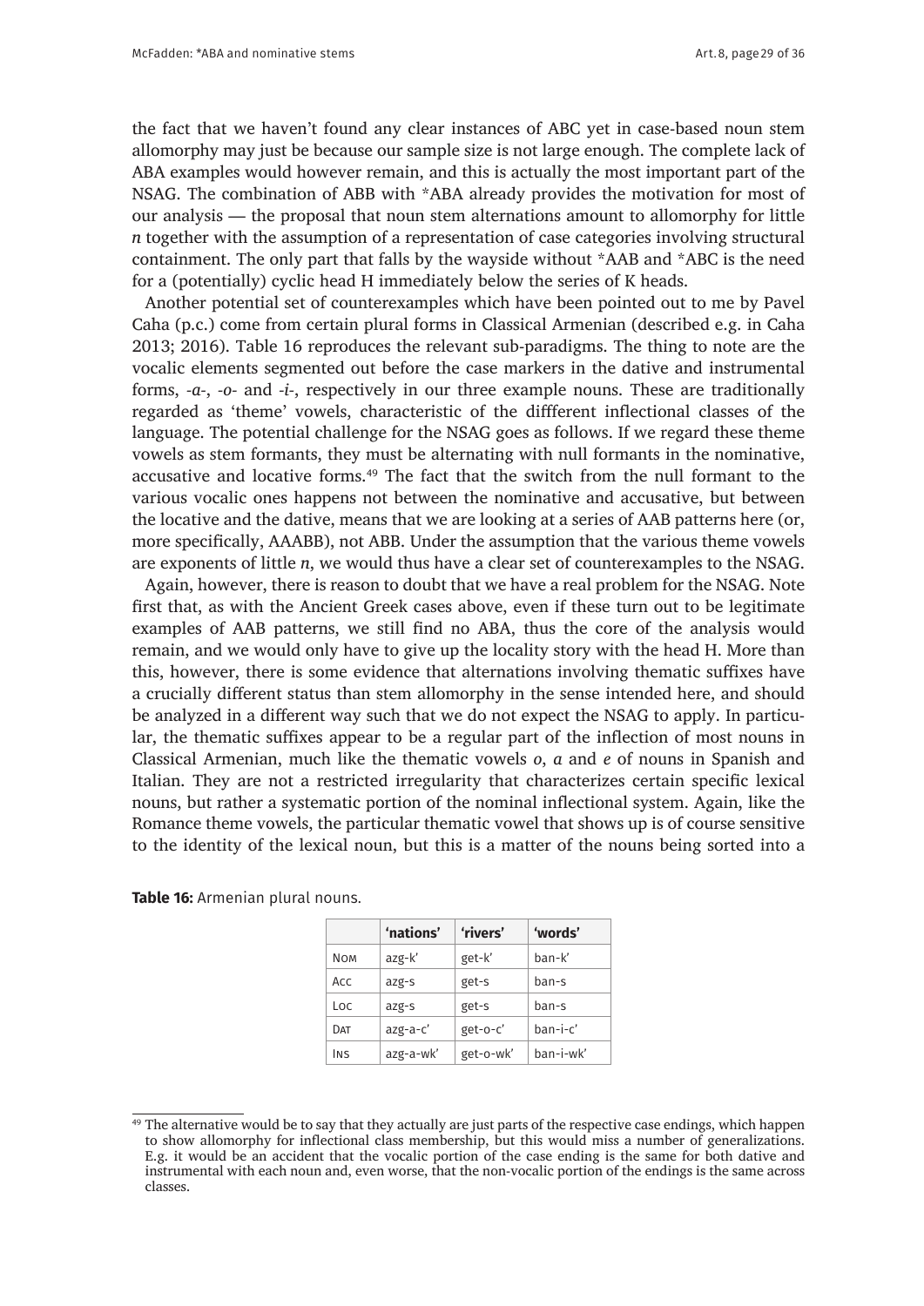the fact that we haven't found any clear instances of ABC yet in case-based noun stem allomorphy may just be because our sample size is not large enough. The complete lack of ABA examples would however remain, and this is actually the most important part of the NSAG. The combination of ABB with *ABA already provides the motivation for most of our analysis — the proposal that noun stem alternations amount to allomorphy for little *n* together with the assumption of a representation of case categories involving structural containment. The only part that falls by the wayside without *AAB and *ABC is the need for a (potentially) cyclic head H immediately below the series of K heads.

Another potential set of counterexamples which have been pointed out to me by Pavel Caha (p.c.) come from certain plural forms in Classical Armenian (described e.g. in Caha 2013; 2016). Table 16 reproduces the relevant sub-paradigms. The thing to note are the vocalic elements segmented out before the case markers in the dative and instrumental forms, *-a-*, *-o-* and *-i-*, respectively in our three example nouns. These are traditionally regarded as 'theme' vowels, characteristic of the diffferent inflectional classes of the language. The potential challenge for the NSAG goes as follows. If we regard these theme vowels as stem formants, they must be alternating with null formants in the nominative, accusative and locative forms.[49] The fact that the switch from the null formant to the various vocalic ones happens not between the nominative and accusative, but between the locative and the dative, means that we are looking at a series of AAB patterns here (or, more specifically, AAABB), not ABB. Under the assumption that the various theme vowels are exponents of little *n*, we would thus have a clear set of counterexamples to the NSAG.

Again, however, there is reason to doubt that we have a real problem for the NSAG. Note first that, as with the Ancient Greek cases above, even if these turn out to be legitimate examples of AAB patterns, we still find no ABA, thus the core of the analysis would remain, and we would only have to give up the locality story with the head H. More than this, however, there is some evidence that alternations involving thematic suffixes have a crucially different status than stem allomorphy in the sense intended here, and should be analyzed in a different way such that we do not expect the NSAG to apply. In particular, the thematic suffixes appear to be a regular part of the inflection of most nouns in Classical Armenian, much like the thematic vowels *o*, *a* and *e* of nouns in Spanish and Italian. They are not a restricted irregularity that characterizes certain specific lexical nouns, but rather a systematic portion of the nominal inflectional system. Again, like the Romance theme vowels, the particular thematic vowel that shows up is of course sensitive to the identity of the lexical noun, but this is a matter of the nouns being sorted into a

**Table 16:** Armenian plural nouns.

| | 'nations' | 'rivers' | 'words' |
|---|---|---|---|
| Nom | azg-k' | get-k' | ban-k' |
| Acc | azg-s | get-s | ban-s |
| Loc | azg-s | get-s | ban-s |
| Dat | azg-a-c' | get-o-c' | ban-i-c' |
| Ins | azg-a-wk' | get-o-wk' | ban-i-wk' |

[49] The alternative would be to say that they actually are just parts of the respective case endings, which happen to show allomorphy for inflectional class membership, but this would miss a number of generalizations. E.g. it would be an accident that the vocalic portion of the case ending is the same for both dative and instrumental with each noun and, even worse, that the non-vocalic portion of the endings is the same across classes.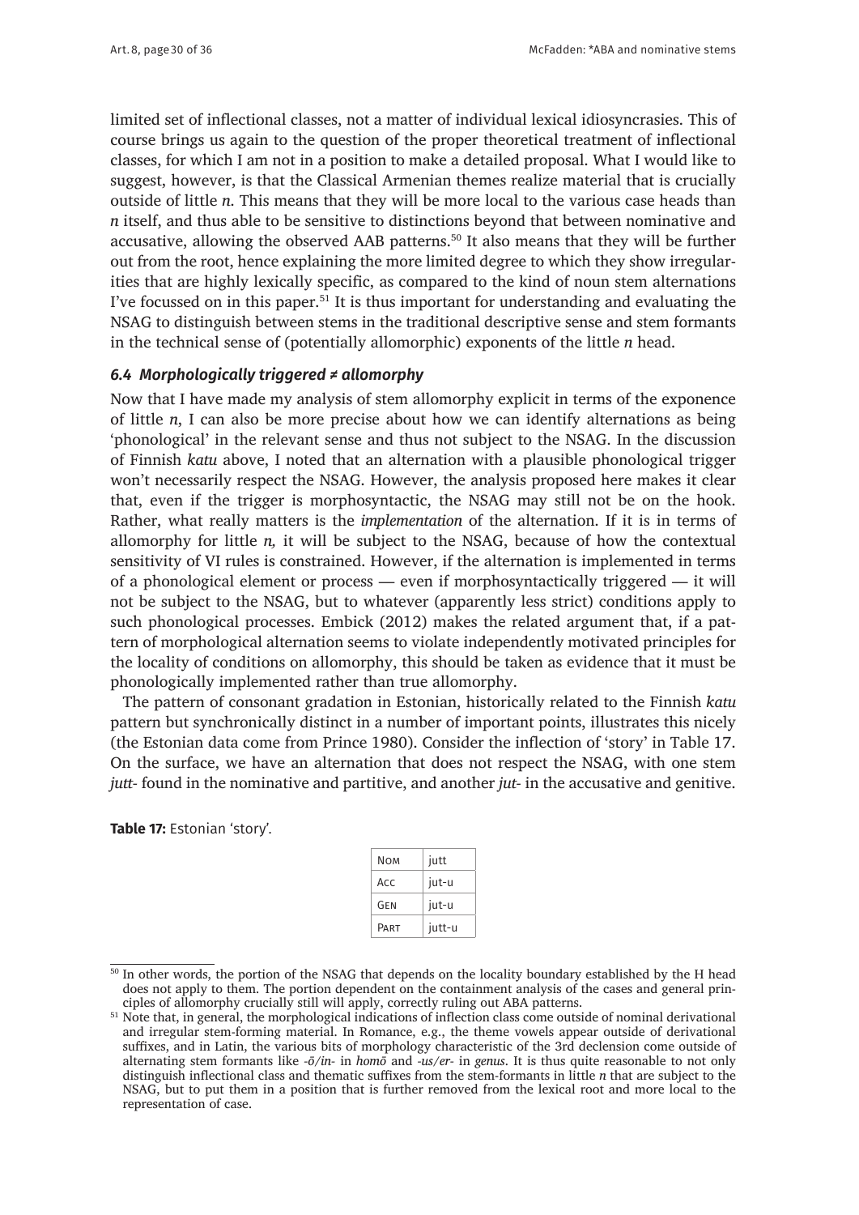limited set of inflectional classes, not a matter of individual lexical idiosyncrasies. This of course brings us again to the question of the proper theoretical treatment of inflectional classes, for which I am not in a position to make a detailed proposal. What I would like to suggest, however, is that the Classical Armenian themes realize material that is crucially outside of little *n*. This means that they will be more local to the various case heads than *n* itself, and thus able to be sensitive to distinctions beyond that between nominative and accusative, allowing the observed AAB patterns.[50] It also means that they will be further out from the root, hence explaining the more limited degree to which they show irregularities that are highly lexically specific, as compared to the kind of noun stem alternations I've focussed on in this paper.[51] It is thus important for understanding and evaluating the NSAG to distinguish between stems in the traditional descriptive sense and stem formants in the technical sense of (potentially allomorphic) exponents of the little *n* head.

### 6.4 Morphologically triggered ≠ allomorphy

Now that I have made my analysis of stem allomorphy explicit in terms of the exponence of little *n*, I can also be more precise about how we can identify alternations as being 'phonological' in the relevant sense and thus not subject to the NSAG. In the discussion of Finnish *katu* above, I noted that an alternation with a plausible phonological trigger won't necessarily respect the NSAG. However, the analysis proposed here makes it clear that, even if the trigger is morphosyntactic, the NSAG may still not be on the hook. Rather, what really matters is the *implementation* of the alternation. If it is in terms of allomorphy for little *n,* it will be subject to the NSAG, because of how the contextual sensitivity of VI rules is constrained. However, if the alternation is implemented in terms of a phonological element or process — even if morphosyntactically triggered — it will not be subject to the NSAG, but to whatever (apparently less strict) conditions apply to such phonological processes. Embick (2012) makes the related argument that, if a pattern of morphological alternation seems to violate independently motivated principles for the locality of conditions on allomorphy, this should be taken as evidence that it must be phonologically implemented rather than true allomorphy.

The pattern of consonant gradation in Estonian, historically related to the Finnish *katu* pattern but synchronically distinct in a number of important points, illustrates this nicely (the Estonian data come from Prince 1980). Consider the inflection of 'story' in Table 17. On the surface, we have an alternation that does not respect the NSAG, with one stem *jutt-* found in the nominative and partitive, and another *jut-* in the accusative and genitive.

**Table 17:** Estonian 'story'.

| | |
|---|---|
| Nom | jutt |
| Acc | jut-u |
| Gen | jut-u |
| Part | jutt-u |

[50] In other words, the portion of the NSAG that depends on the locality boundary established by the H head does not apply to them. The portion dependent on the containment analysis of the cases and general principles of allomorphy crucially still will apply, correctly ruling out ABA patterns.

[51] Note that, in general, the morphological indications of inflection class come outside of nominal derivational and irregular stem-forming material. In Romance, e.g., the theme vowels appear outside of derivational suffixes, and in Latin, the various bits of morphology characteristic of the 3rd declension come outside of alternating stem formants like *-ō/in-* in *homō* and *-us/er-* in *genus*. It is thus quite reasonable to not only distinguish inflectional class and thematic suffixes from the stem-formants in little *n* that are subject to the NSAG, but to put them in a position that is further removed from the lexical root and more local to the representation of case.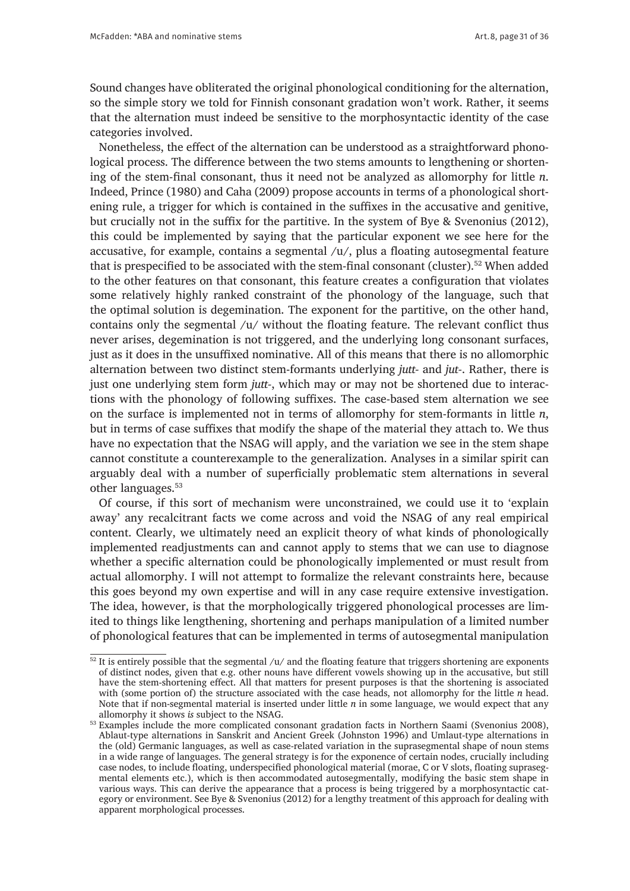Sound changes have obliterated the original phonological conditioning for the alternation, so the simple story we told for Finnish consonant gradation won't work. Rather, it seems that the alternation must indeed be sensitive to the morphosyntactic identity of the case categories involved.

Nonetheless, the effect of the alternation can be understood as a straightforward phonological process. The difference between the two stems amounts to lengthening or shortening of the stem-final consonant, thus it need not be analyzed as allomorphy for little *n*. Indeed, Prince (1980) and Caha (2009) propose accounts in terms of a phonological shortening rule, a trigger for which is contained in the suffixes in the accusative and genitive, but crucially not in the suffix for the partitive. In the system of Bye & Svenonius (2012), this could be implemented by saying that the particular exponent we see here for the accusative, for example, contains a segmental /u/, plus a floating autosegmental feature that is prespecified to be associated with the stem-final consonant (cluster).[52] When added to the other features on that consonant, this feature creates a configuration that violates some relatively highly ranked constraint of the phonology of the language, such that the optimal solution is degemination. The exponent for the partitive, on the other hand, contains only the segmental /u/ without the floating feature. The relevant conflict thus never arises, degemination is not triggered, and the underlying long consonant surfaces, just as it does in the unsuffixed nominative. All of this means that there is no allomorphic alternation between two distinct stem-formants underlying *jutt-* and *jut-*. Rather, there is just one underlying stem form *jutt-*, which may or may not be shortened due to interactions with the phonology of following suffixes. The case-based stem alternation we see on the surface is implemented not in terms of allomorphy for stem-formants in little *n*, but in terms of case suffixes that modify the shape of the material they attach to. We thus have no expectation that the NSAG will apply, and the variation we see in the stem shape cannot constitute a counterexample to the generalization. Analyses in a similar spirit can arguably deal with a number of superficially problematic stem alternations in several other languages.[53]

Of course, if this sort of mechanism were unconstrained, we could use it to 'explain away' any recalcitrant facts we come across and void the NSAG of any real empirical content. Clearly, we ultimately need an explicit theory of what kinds of phonologically implemented readjustments can and cannot apply to stems that we can use to diagnose whether a specific alternation could be phonologically implemented or must result from actual allomorphy. I will not attempt to formalize the relevant constraints here, because this goes beyond my own expertise and will in any case require extensive investigation. The idea, however, is that the morphologically triggered phonological processes are limited to things like lengthening, shortening and perhaps manipulation of a limited number of phonological features that can be implemented in terms of autosegmental manipulation

---

[52] It is entirely possible that the segmental /u/ and the floating feature that triggers shortening are exponents of distinct nodes, given that e.g. other nouns have different vowels showing up in the accusative, but still have the stem-shortening effect. All that matters for present purposes is that the shortening is associated with (some portion of) the structure associated with the case heads, not allomorphy for the little *n* head. Note that if non-segmental material is inserted under little *n* in some language, we would expect that any allomorphy it shows *is* subject to the NSAG.

[53] Examples include the more complicated consonant gradation facts in Northern Saami (Svenonius 2008), Ablaut-type alternations in Sanskrit and Ancient Greek (Johnston 1996) and Umlaut-type alternations in the (old) Germanic languages, as well as case-related variation in the suprasegmental shape of noun stems in a wide range of languages. The general strategy is for the exponence of certain nodes, crucially including case nodes, to include floating, underspecified phonological material (morae, C or V slots, floating suprasegmental elements etc.), which is then accommodated autosegmentally, modifying the basic stem shape in various ways. This can derive the appearance that a process is being triggered by a morphosyntactic category or environment. See Bye & Svenonius (2012) for a lengthy treatment of this approach for dealing with apparent morphological processes.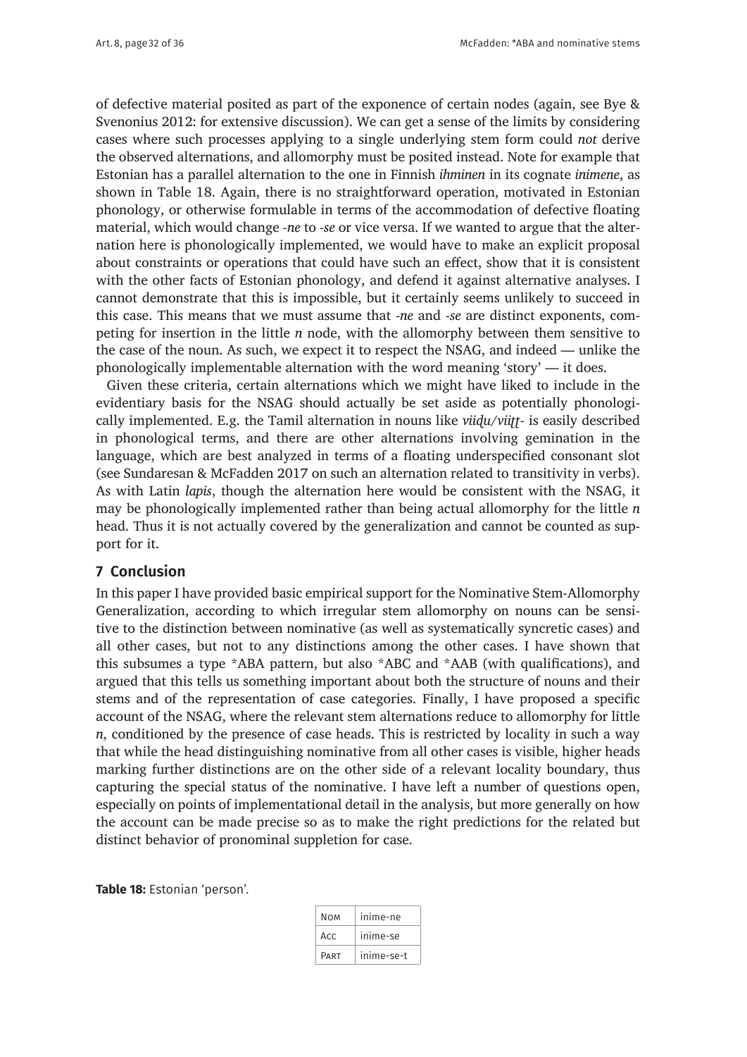of defective material posited as part of the exponence of certain nodes (again, see Bye & Svenonius 2012: for extensive discussion). We can get a sense of the limits by considering cases where such processes applying to a single underlying stem form could *not* derive the observed alternations, and allomorphy must be posited instead. Note for example that Estonian has a parallel alternation to the one in Finnish *ihminen* in its cognate *inimene*, as shown in Table 18. Again, there is no straightforward operation, motivated in Estonian phonology, or otherwise formulable in terms of the accommodation of defective floating material, which would change *-ne* to *-se* or vice versa. If we wanted to argue that the alternation here is phonologically implemented, we would have to make an explicit proposal about constraints or operations that could have such an effect, show that it is consistent with the other facts of Estonian phonology, and defend it against alternative analyses. I cannot demonstrate that this is impossible, but it certainly seems unlikely to succeed in this case. This means that we must assume that *-ne* and *-se* are distinct exponents, competing for insertion in the little *n* node, with the allomorphy between them sensitive to the case of the noun. As such, we expect it to respect the NSAG, and indeed — unlike the phonologically implementable alternation with the word meaning 'story' — it does.

Given these criteria, certain alternations which we might have liked to include in the evidentiary basis for the NSAG should actually be set aside as potentially phonologically implemented. E.g. the Tamil alternation in nouns like *viiḍu/viiṭṭ-* is easily described in phonological terms, and there are other alternations involving gemination in the language, which are best analyzed in terms of a floating underspecified consonant slot (see Sundaresan & McFadden 2017 on such an alternation related to transitivity in verbs). As with Latin *lapis*, though the alternation here would be consistent with the NSAG, it may be phonologically implemented rather than being actual allomorphy for the little *n* head. Thus it is not actually covered by the generalization and cannot be counted as support for it.

## 7 Conclusion

In this paper I have provided basic empirical support for the Nominative Stem-Allomorphy Generalization, according to which irregular stem allomorphy on nouns can be sensitive to the distinction between nominative (as well as systematically syncretic cases) and all other cases, but not to any distinctions among the other cases. I have shown that this subsumes a type \*ABA pattern, but also \*ABC and \*AAB (with qualifications), and argued that this tells us something important about both the structure of nouns and their stems and of the representation of case categories. Finally, I have proposed a specific account of the NSAG, where the relevant stem alternations reduce to allomorphy for little *n*, conditioned by the presence of case heads. This is restricted by locality in such a way that while the head distinguishing nominative from all other cases is visible, higher heads marking further distinctions are on the other side of a relevant locality boundary, thus capturing the special status of the nominative. I have left a number of questions open, especially on points of implementational detail in the analysis, but more generally on how the account can be made precise so as to make the right predictions for the related but distinct behavior of pronominal suppletion for case.

**Table 18:** Estonian 'person'.

| | |
|---|---|
| NOM | inime-ne |
| ACC | inime-se |
| PART | inime-se-t |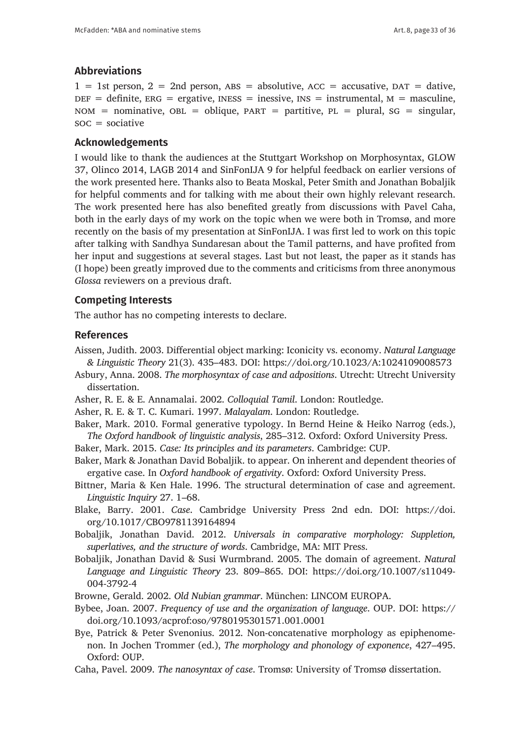## Abbreviations

1 = 1st person, 2 = 2nd person, ABS = absolutive, ACC = accusative, DAT = dative, DEF = definite, ERG = ergative, INESS = inessive, INS = instrumental, M = masculine, NOM = nominative, OBL = oblique, PART = partitive, PL = plural, SG = singular, SOC = sociative

## Acknowledgements

I would like to thank the audiences at the Stuttgart Workshop on Morphosyntax, GLOW 37, Olinco 2014, LAGB 2014 and SinFonIJA 9 for helpful feedback on earlier versions of the work presented here. Thanks also to Beata Moskal, Peter Smith and Jonathan Bobaljik for helpful comments and for talking with me about their own highly relevant research. The work presented here has also benefited greatly from discussions with Pavel Caha, both in the early days of my work on the topic when we were both in Tromsø, and more recently on the basis of my presentation at SinFonIJA. I was first led to work on this topic after talking with Sandhya Sundaresan about the Tamil patterns, and have profited from her input and suggestions at several stages. Last but not least, the paper as it stands has (I hope) been greatly improved due to the comments and criticisms from three anonymous *Glossa* reviewers on a previous draft.

## Competing Interests

The author has no competing interests to declare.

## References

Aissen, Judith. 2003. Differential object marking: Iconicity vs. economy. *Natural Language & Linguistic Theory* 21(3). 435–483. DOI: https://doi.org/10.1023/A:1024109008573

Asbury, Anna. 2008. *The morphosyntax of case and adpositions*. Utrecht: Utrecht University dissertation.

Asher, R. E. & E. Annamalai. 2002. *Colloquial Tamil*. London: Routledge.

Asher, R. E. & T. C. Kumari. 1997. *Malayalam*. London: Routledge.

Baker, Mark. 2010. Formal generative typology. In Bernd Heine & Heiko Narrog (eds.), *The Oxford handbook of linguistic analysis*, 285–312. Oxford: Oxford University Press.

Baker, Mark. 2015. *Case: Its principles and its parameters*. Cambridge: CUP.

Baker, Mark & Jonathan David Bobaljik. to appear. On inherent and dependent theories of ergative case. In *Oxford handbook of ergativity*. Oxford: Oxford University Press.

Bittner, Maria & Ken Hale. 1996. The structural determination of case and agreement. *Linguistic Inquiry* 27. 1–68.

Blake, Barry. 2001. *Case*. Cambridge University Press 2nd edn. DOI: https://doi.org/10.1017/CBO9781139164894

Bobaljik, Jonathan David. 2012. *Universals in comparative morphology: Suppletion, superlatives, and the structure of words*. Cambridge, MA: MIT Press.

Bobaljik, Jonathan David & Susi Wurmbrand. 2005. The domain of agreement. *Natural Language and Linguistic Theory* 23. 809–865. DOI: https://doi.org/10.1007/s11049-004-3792-4

Browne, Gerald. 2002. *Old Nubian grammar*. München: LINCOM EUROPA.

Bybee, Joan. 2007. *Frequency of use and the organization of language*. OUP. DOI: https://doi.org/10.1093/acprof:oso/9780195301571.001.0001

Bye, Patrick & Peter Svenonius. 2012. Non-concatenative morphology as epiphenomenon. In Jochen Trommer (ed.), *The morphology and phonology of exponence*, 427–495. Oxford: OUP.

Caha, Pavel. 2009. *The nanosyntax of case*. Tromsø: University of Tromsø dissertation.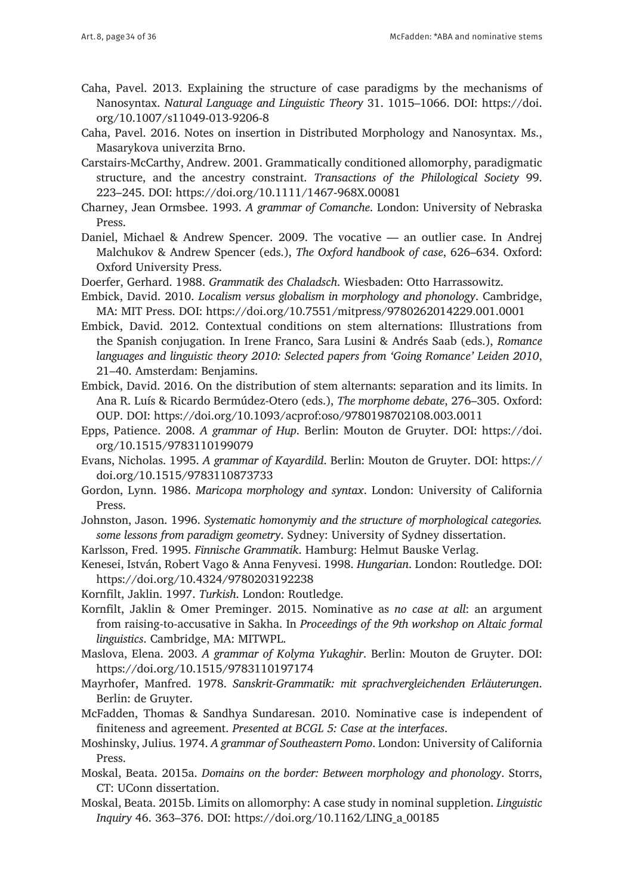Caha, Pavel. 2013. Explaining the structure of case paradigms by the mechanisms of Nanosyntax. *Natural Language and Linguistic Theory* 31. 1015–1066. DOI: https://doi.org/10.1007/s11049-013-9206-8

Caha, Pavel. 2016. Notes on insertion in Distributed Morphology and Nanosyntax. Ms., Masarykova univerzita Brno.

Carstairs-McCarthy, Andrew. 2001. Grammatically conditioned allomorphy, paradigmatic structure, and the ancestry constraint. *Transactions of the Philological Society* 99. 223–245. DOI: https://doi.org/10.1111/1467-968X.00081

Charney, Jean Ormsbee. 1993. *A grammar of Comanche*. London: University of Nebraska Press.

Daniel, Michael & Andrew Spencer. 2009. The vocative — an outlier case. In Andrej Malchukov & Andrew Spencer (eds.), *The Oxford handbook of case*, 626–634. Oxford: Oxford University Press.

Doerfer, Gerhard. 1988. *Grammatik des Chaladsch*. Wiesbaden: Otto Harrassowitz.

Embick, David. 2010. *Localism versus globalism in morphology and phonology*. Cambridge, MA: MIT Press. DOI: https://doi.org/10.7551/mitpress/9780262014229.001.0001

Embick, David. 2012. Contextual conditions on stem alternations: Illustrations from the Spanish conjugation. In Irene Franco, Sara Lusini & Andrés Saab (eds.), *Romance languages and linguistic theory 2010: Selected papers from 'Going Romance' Leiden 2010*, 21–40. Amsterdam: Benjamins.

Embick, David. 2016. On the distribution of stem alternants: separation and its limits. In Ana R. Luís & Ricardo Bermúdez-Otero (eds.), *The morphome debate*, 276–305. Oxford: OUP. DOI: https://doi.org/10.1093/acprof:oso/9780198702108.003.0011

Epps, Patience. 2008. *A grammar of Hup*. Berlin: Mouton de Gruyter. DOI: https://doi.org/10.1515/9783110199079

Evans, Nicholas. 1995. *A grammar of Kayardild*. Berlin: Mouton de Gruyter. DOI: https://doi.org/10.1515/9783110873733

Gordon, Lynn. 1986. *Maricopa morphology and syntax*. London: University of California Press.

Johnston, Jason. 1996. *Systematic homonymiy and the structure of morphological categories. some lessons from paradigm geometry*. Sydney: University of Sydney dissertation.

Karlsson, Fred. 1995. *Finnische Grammatik*. Hamburg: Helmut Bauske Verlag.

Kenesei, István, Robert Vago & Anna Fenyvesi. 1998. *Hungarian*. London: Routledge. DOI: https://doi.org/10.4324/9780203192238

Kornfilt, Jaklin. 1997. *Turkish*. London: Routledge.

Kornfilt, Jaklin & Omer Preminger. 2015. Nominative as *no case at all*: an argument from raising-to-accusative in Sakha. In *Proceedings of the 9th workshop on Altaic formal linguistics*. Cambridge, MA: MITWPL.

Maslova, Elena. 2003. *A grammar of Kolyma Yukaghir*. Berlin: Mouton de Gruyter. DOI: https://doi.org/10.1515/9783110197174

Mayrhofer, Manfred. 1978. *Sanskrit-Grammatik: mit sprachvergleichenden Erläuterungen*. Berlin: de Gruyter.

McFadden, Thomas & Sandhya Sundaresan. 2010. Nominative case is independent of finiteness and agreement. *Presented at BCGL 5: Case at the interfaces*.

Moshinsky, Julius. 1974. *A grammar of Southeastern Pomo*. London: University of California Press.

Moskal, Beata. 2015a. *Domains on the border: Between morphology and phonology*. Storrs, CT: UConn dissertation.

Moskal, Beata. 2015b. Limits on allomorphy: A case study in nominal suppletion. *Linguistic Inquiry* 46. 363–376. DOI: https://doi.org/10.1162/LING_a_00185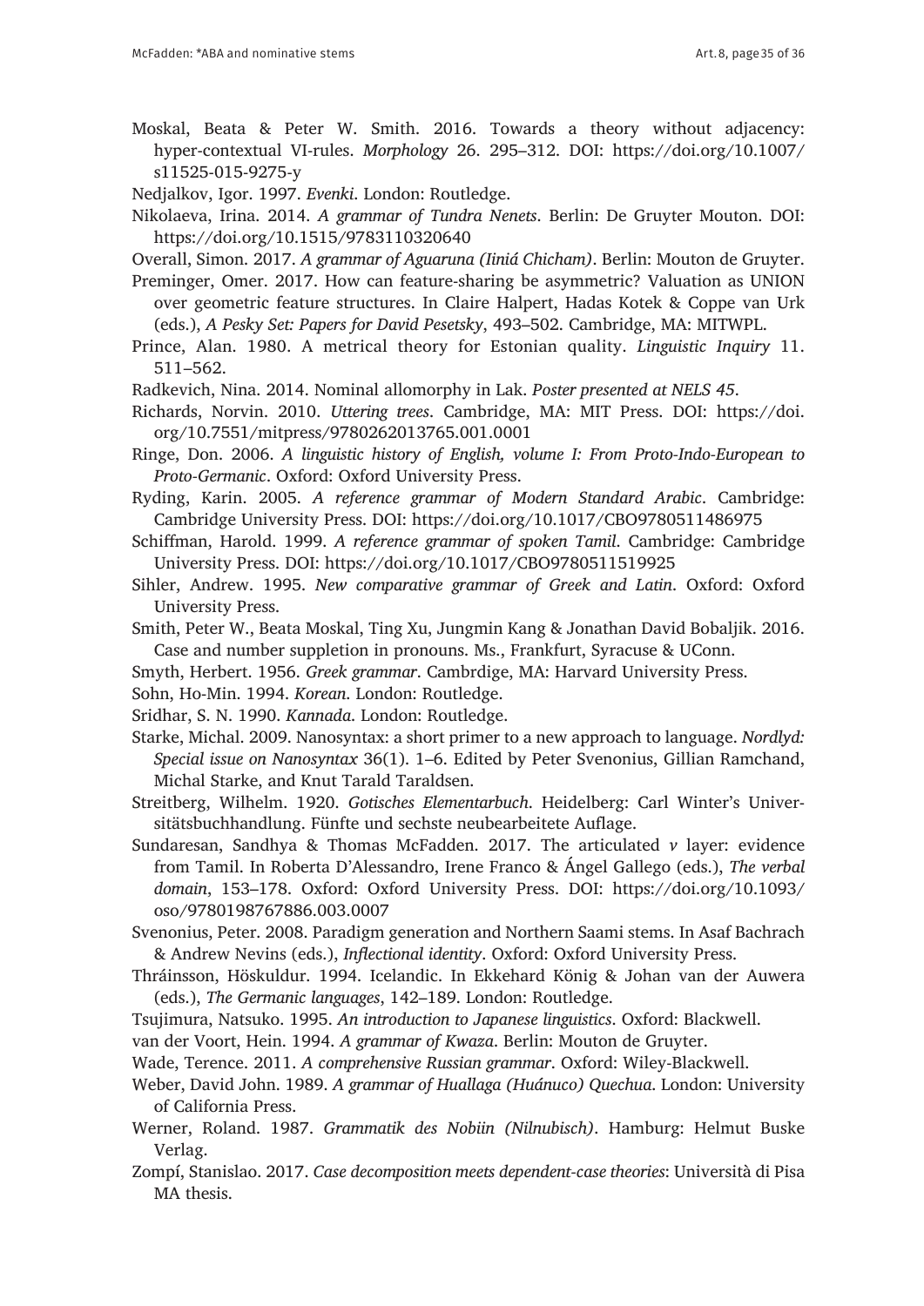Moskal, Beata & Peter W. Smith. 2016. Towards a theory without adjacency: hyper-contextual VI-rules. *Morphology* 26. 295–312. DOI: https://doi.org/10.1007/s11525-015-9275-y

Nedjalkov, Igor. 1997. *Evenki*. London: Routledge.

Nikolaeva, Irina. 2014. *A grammar of Tundra Nenets*. Berlin: De Gruyter Mouton. DOI: https://doi.org/10.1515/9783110320640

Overall, Simon. 2017. *A grammar of Aguaruna (Iiniá Chicham)*. Berlin: Mouton de Gruyter.

Preminger, Omer. 2017. How can feature-sharing be asymmetric? Valuation as UNION over geometric feature structures. In Claire Halpert, Hadas Kotek & Coppe van Urk (eds.), *A Pesky Set: Papers for David Pesetsky*, 493–502. Cambridge, MA: MITWPL.

Prince, Alan. 1980. A metrical theory for Estonian quality. *Linguistic Inquiry* 11. 511–562.

Radkevich, Nina. 2014. Nominal allomorphy in Lak. *Poster presented at NELS 45*.

Richards, Norvin. 2010. *Uttering trees*. Cambridge, MA: MIT Press. DOI: https://doi.org/10.7551/mitpress/9780262013765.001.0001

Ringe, Don. 2006. *A linguistic history of English, volume I: From Proto-Indo-European to Proto-Germanic*. Oxford: Oxford University Press.

Ryding, Karin. 2005. *A reference grammar of Modern Standard Arabic*. Cambridge: Cambridge University Press. DOI: https://doi.org/10.1017/CBO9780511486975

Schiffman, Harold. 1999. *A reference grammar of spoken Tamil*. Cambridge: Cambridge University Press. DOI: https://doi.org/10.1017/CBO9780511519925

Sihler, Andrew. 1995. *New comparative grammar of Greek and Latin*. Oxford: Oxford University Press.

Smith, Peter W., Beata Moskal, Ting Xu, Jungmin Kang & Jonathan David Bobaljik. 2016. Case and number suppletion in pronouns. Ms., Frankfurt, Syracuse & UConn.

Smyth, Herbert. 1956. *Greek grammar*. Cambrdige, MA: Harvard University Press.

Sohn, Ho-Min. 1994. *Korean*. London: Routledge.

Sridhar, S. N. 1990. *Kannada*. London: Routledge.

Starke, Michal. 2009. Nanosyntax: a short primer to a new approach to language. *Nordlyd: Special issue on Nanosyntax* 36(1). 1–6. Edited by Peter Svenonius, Gillian Ramchand, Michal Starke, and Knut Tarald Taraldsen.

Streitberg, Wilhelm. 1920. *Gotisches Elementarbuch*. Heidelberg: Carl Winter's Universitätsbuchhandlung. Fünfte und sechste neubearbeitete Auflage.

Sundaresan, Sandhya & Thomas McFadden. 2017. The articulated *v* layer: evidence from Tamil. In Roberta D'Alessandro, Irene Franco & Ángel Gallego (eds.), *The verbal domain*, 153–178. Oxford: Oxford University Press. DOI: https://doi.org/10.1093/oso/9780198767886.003.0007

Svenonius, Peter. 2008. Paradigm generation and Northern Saami stems. In Asaf Bachrach & Andrew Nevins (eds.), *Inflectional identity*. Oxford: Oxford University Press.

Thráinsson, Höskuldur. 1994. Icelandic. In Ekkehard König & Johan van der Auwera (eds.), *The Germanic languages*, 142–189. London: Routledge.

Tsujimura, Natsuko. 1995. *An introduction to Japanese linguistics*. Oxford: Blackwell.

van der Voort, Hein. 1994. *A grammar of Kwaza*. Berlin: Mouton de Gruyter.

Wade, Terence. 2011. *A comprehensive Russian grammar*. Oxford: Wiley-Blackwell.

Weber, David John. 1989. *A grammar of Huallaga (Huánuco) Quechua*. London: University of California Press.

Werner, Roland. 1987. *Grammatik des Nobiin (Nilnubisch)*. Hamburg: Helmut Buske Verlag.

Zompí, Stanislao. 2017. *Case decomposition meets dependent-case theories*: Università di Pisa MA thesis.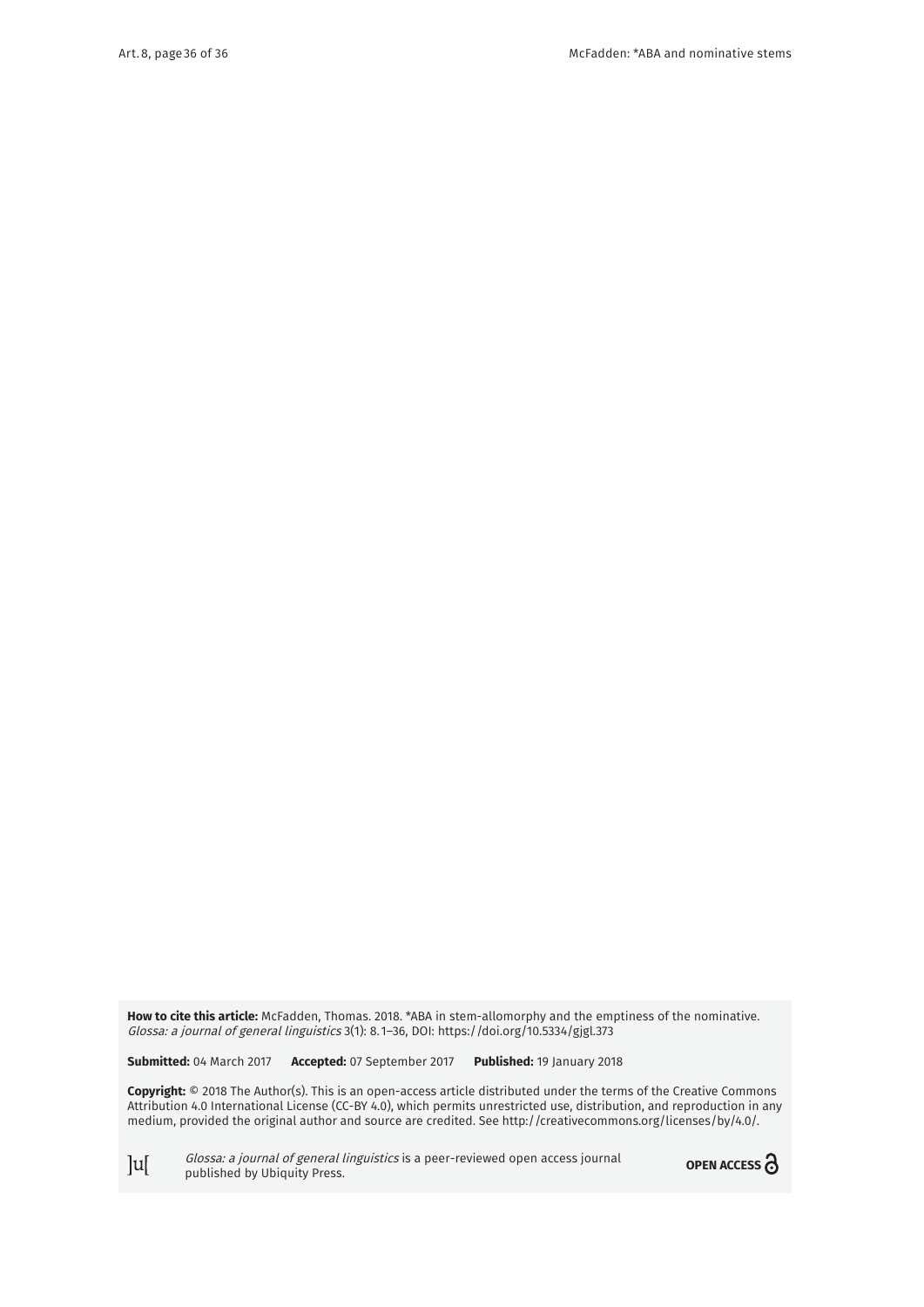**How to cite this article:** McFadden, Thomas. 2018. *ABA in stem-allomorphy and the emptiness of the nominative. *Glossa: a journal of general linguistics* 3(1): 8.1–36, DOI: https://doi.org/10.5334/gjgl.373

**Submitted:** 04 March 2017 **Accepted:** 07 September 2017 **Published:** 19 January 2018

**Copyright:** © 2018 The Author(s). This is an open-access article distributed under the terms of the Creative Commons Attribution 4.0 International License (CC-BY 4.0), which permits unrestricted use, distribution, and reproduction in any medium, provided the original author and source are credited. See http://creativecommons.org/licenses/by/4.0/.

]u[ *Glossa: a journal of general linguistics* is a peer-reviewed open access journal published by Ubiquity Press.

**OPEN ACCESS**